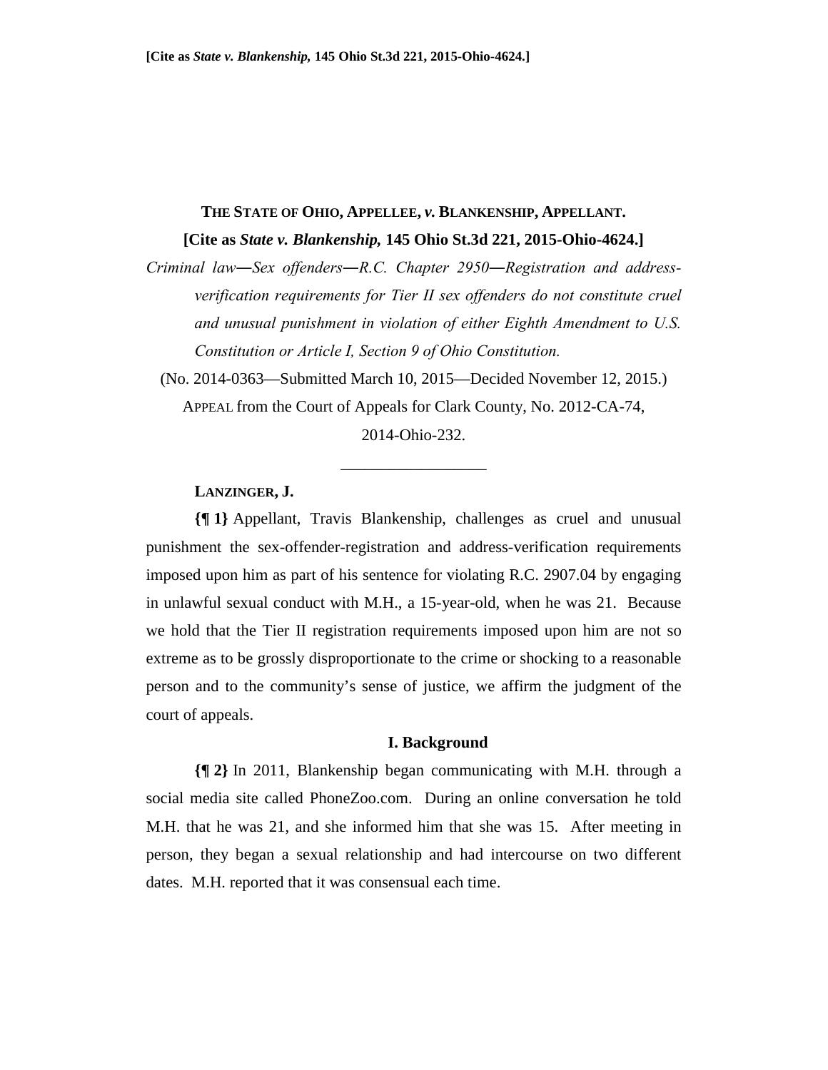**THE STATE OF OHIO, APPELLEE, *v.* BLANKENSHIP, APPELLANT.**

**[Cite as *State v. Blankenship,* 145 Ohio St.3d 221, 2015-Ohio-4624.]**

*Criminal law—Sex offenders—R.C. Chapter 2950—Registration and address-verification requirements for Tier II sex offenders do not constitute cruel and unusual punishment in violation of either Eighth Amendment to U.S. Constitution or Article I, Section 9 of Ohio Constitution.*

(No. 2014-0363—Submitted March 10, 2015—Decided November 12, 2015.)

APPEAL from the Court of Appeals for Clark County, No. 2012-CA-74, 2014-Ohio-232.

---

**LANZINGER, J.**

**{¶ 1}** Appellant, Travis Blankenship, challenges as cruel and unusual punishment the sex-offender-registration and address-verification requirements imposed upon him as part of his sentence for violating R.C. 2907.04 by engaging in unlawful sexual conduct with M.H., a 15-year-old, when he was 21. Because we hold that the Tier II registration requirements imposed upon him are not so extreme as to be grossly disproportionate to the crime or shocking to a reasonable person and to the community's sense of justice, we affirm the judgment of the court of appeals.

## I. Background

**{¶ 2}** In 2011, Blankenship began communicating with M.H. through a social media site called PhoneZoo.com. During an online conversation he told M.H. that he was 21, and she informed him that she was 15. After meeting in person, they began a sexual relationship and had intercourse on two different dates. M.H. reported that it was consensual each time.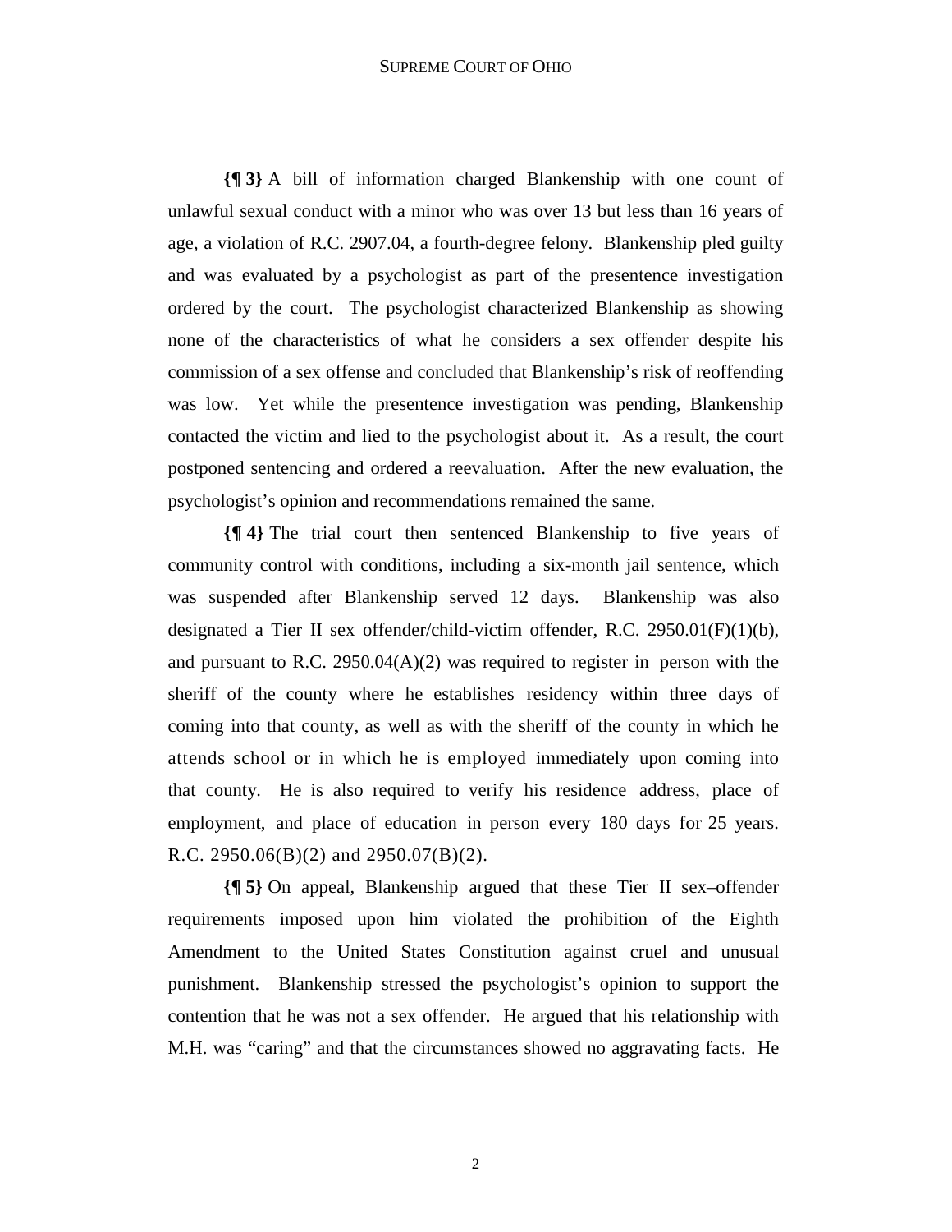**{¶ 3}** A bill of information charged Blankenship with one count of unlawful sexual conduct with a minor who was over 13 but less than 16 years of age, a violation of R.C. 2907.04, a fourth-degree felony. Blankenship pled guilty and was evaluated by a psychologist as part of the presentence investigation ordered by the court. The psychologist characterized Blankenship as showing none of the characteristics of what he considers a sex offender despite his commission of a sex offense and concluded that Blankenship's risk of reoffending was low. Yet while the presentence investigation was pending, Blankenship contacted the victim and lied to the psychologist about it. As a result, the court postponed sentencing and ordered a reevaluation. After the new evaluation, the psychologist's opinion and recommendations remained the same.

**{¶ 4}** The trial court then sentenced Blankenship to five years of community control with conditions, including a six-month jail sentence, which was suspended after Blankenship served 12 days. Blankenship was also designated a Tier II sex offender/child-victim offender, R.C. 2950.01(F)(1)(b), and pursuant to R.C. 2950.04(A)(2) was required to register in person with the sheriff of the county where he establishes residency within three days of coming into that county, as well as with the sheriff of the county in which he attends school or in which he is employed immediately upon coming into that county. He is also required to verify his residence address, place of employment, and place of education in person every 180 days for 25 years. R.C. 2950.06(B)(2) and 2950.07(B)(2).

**{¶ 5}** On appeal, Blankenship argued that these Tier II sex–offender requirements imposed upon him violated the prohibition of the Eighth Amendment to the United States Constitution against cruel and unusual punishment. Blankenship stressed the psychologist's opinion to support the contention that he was not a sex offender. He argued that his relationship with M.H. was "caring" and that the circumstances showed no aggravating facts. He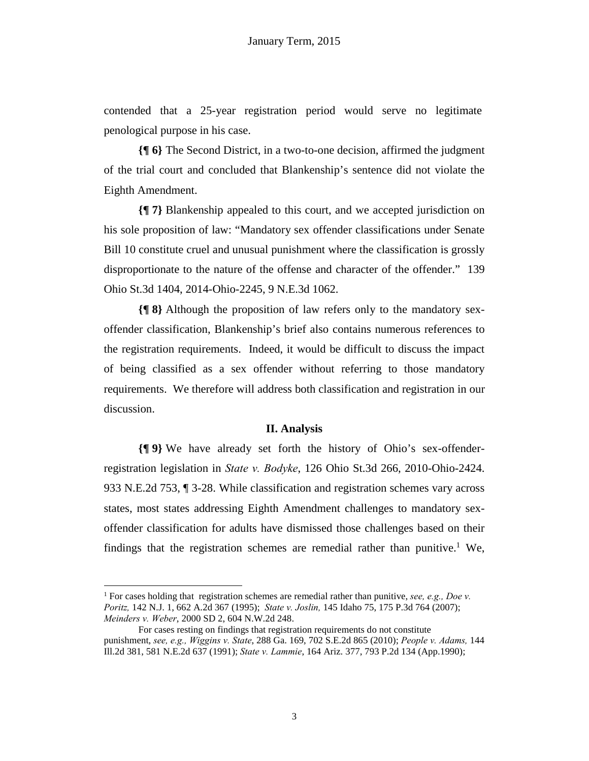contended that a 25-year registration period would serve no legitimate penological purpose in his case.

**{¶ 6}** The Second District, in a two-to-one decision, affirmed the judgment of the trial court and concluded that Blankenship's sentence did not violate the Eighth Amendment.

**{¶ 7}** Blankenship appealed to this court, and we accepted jurisdiction on his sole proposition of law: "Mandatory sex offender classifications under Senate Bill 10 constitute cruel and unusual punishment where the classification is grossly disproportionate to the nature of the offense and character of the offender." 139 Ohio St.3d 1404, 2014-Ohio-2245, 9 N.E.3d 1062.

**{¶ 8}** Although the proposition of law refers only to the mandatory sex-offender classification, Blankenship's brief also contains numerous references to the registration requirements. Indeed, it would be difficult to discuss the impact of being classified as a sex offender without referring to those mandatory requirements. We therefore will address both classification and registration in our discussion.

## II. Analysis

**{¶ 9}** We have already set forth the history of Ohio's sex-offender-registration legislation in *State v. Bodyke*, 126 Ohio St.3d 266, 2010-Ohio-2424. 933 N.E.2d 753, ¶ 3-28. While classification and registration schemes vary across states, most states addressing Eighth Amendment challenges to mandatory sex-offender classification for adults have dismissed those challenges based on their findings that the registration schemes are remedial rather than punitive.[1] We,

---

[1] For cases holding that registration schemes are remedial rather than punitive, *see, e.g., Doe v. Poritz,* 142 N.J. 1, 662 A.2d 367 (1995); *State v. Joslin,* 145 Idaho 75, 175 P.3d 764 (2007); *Meinders v. Weber*, 2000 SD 2, 604 N.W.2d 248.

For cases resting on findings that registration requirements do not constitute punishment, *see, e.g., Wiggins v. State*, 288 Ga. 169, 702 S.E.2d 865 (2010); *People v. Adams,* 144 Ill.2d 381, 581 N.E.2d 637 (1991); *State v. Lammie*, 164 Ariz. 377, 793 P.2d 134 (App.1990);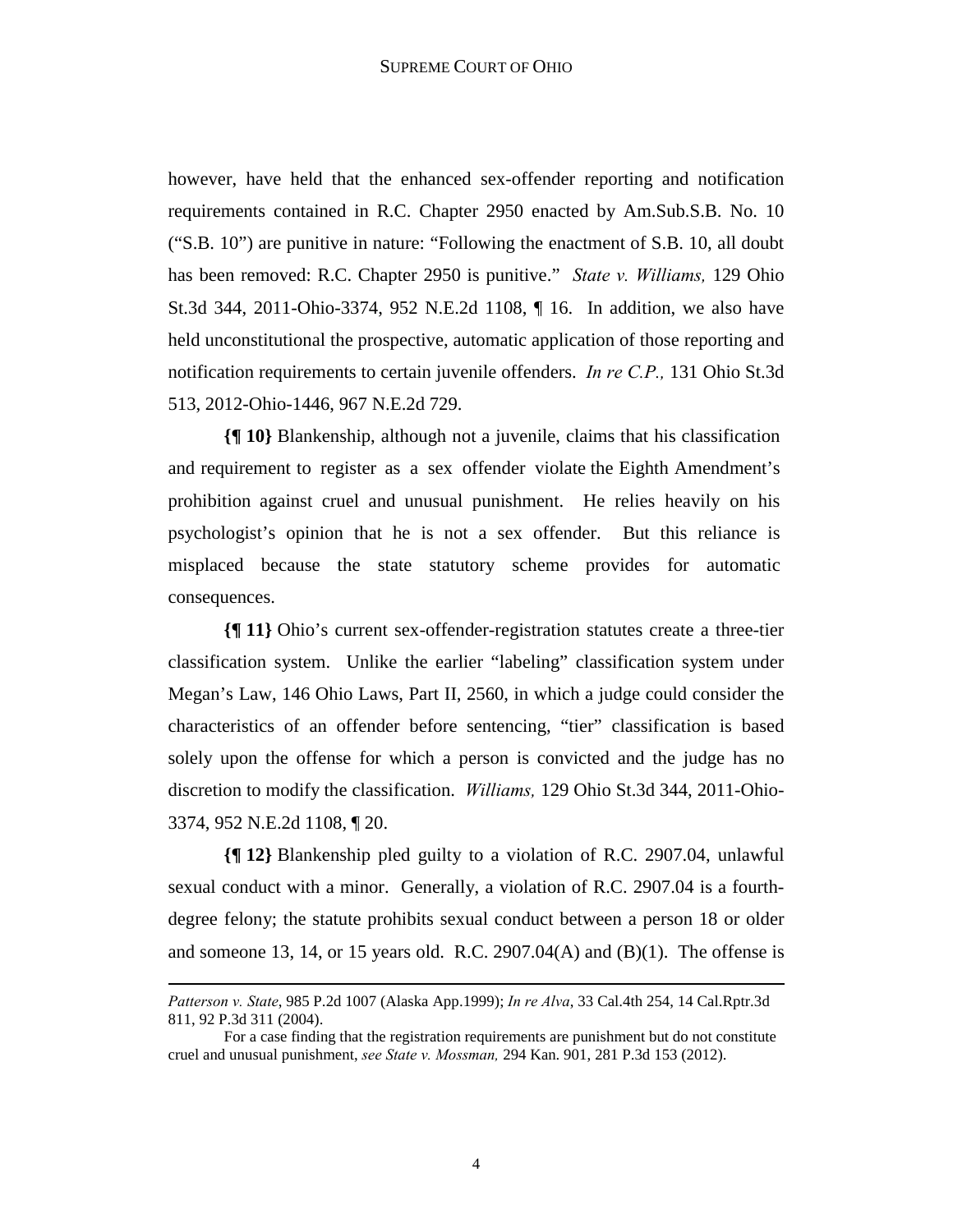however, have held that the enhanced sex-offender reporting and notification requirements contained in R.C. Chapter 2950 enacted by Am.Sub.S.B. No. 10 ("S.B. 10") are punitive in nature: "Following the enactment of S.B. 10, all doubt has been removed: R.C. Chapter 2950 is punitive." *State v. Williams,* 129 Ohio St.3d 344, 2011-Ohio-3374, 952 N.E.2d 1108, ¶ 16. In addition, we also have held unconstitutional the prospective, automatic application of those reporting and notification requirements to certain juvenile offenders. *In re C.P.,* 131 Ohio St.3d 513, 2012-Ohio-1446, 967 N.E.2d 729.

**{¶ 10}** Blankenship, although not a juvenile, claims that his classification and requirement to register as a sex offender violate the Eighth Amendment's prohibition against cruel and unusual punishment. He relies heavily on his psychologist's opinion that he is not a sex offender. But this reliance is misplaced because the state statutory scheme provides for automatic consequences.

**{¶ 11}** Ohio's current sex-offender-registration statutes create a three-tier classification system. Unlike the earlier "labeling" classification system under Megan's Law, 146 Ohio Laws, Part II, 2560, in which a judge could consider the characteristics of an offender before sentencing, "tier" classification is based solely upon the offense for which a person is convicted and the judge has no discretion to modify the classification. *Williams,* 129 Ohio St.3d 344, 2011-Ohio-3374, 952 N.E.2d 1108, ¶ 20.

**{¶ 12}** Blankenship pled guilty to a violation of R.C. 2907.04, unlawful sexual conduct with a minor. Generally, a violation of R.C. 2907.04 is a fourth-degree felony; the statute prohibits sexual conduct between a person 18 or older and someone 13, 14, or 15 years old. R.C. 2907.04(A) and (B)(1). The offense is

---

*Patterson v. State*, 985 P.2d 1007 (Alaska App.1999); *In re Alva*, 33 Cal.4th 254, 14 Cal.Rptr.3d 811, 92 P.3d 311 (2004).

For a case finding that the registration requirements are punishment but do not constitute cruel and unusual punishment, *see State v. Mossman,* 294 Kan. 901, 281 P.3d 153 (2012).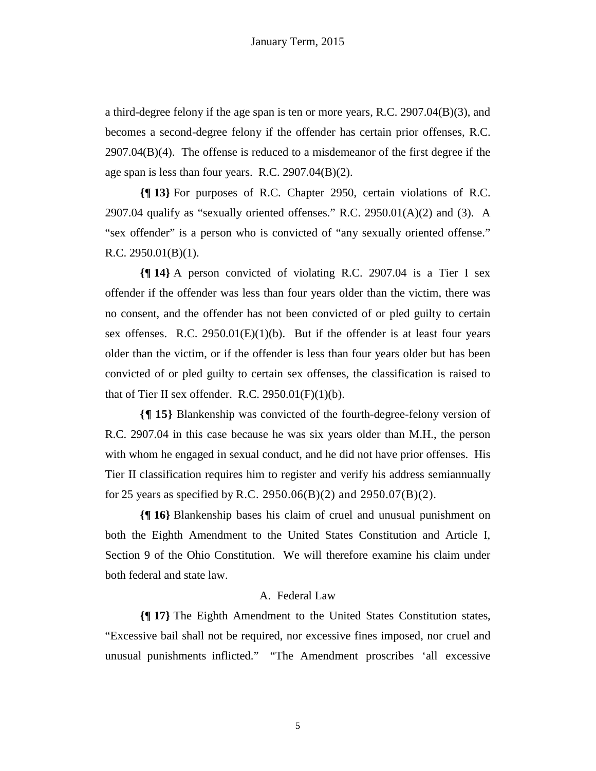a third-degree felony if the age span is ten or more years, R.C. 2907.04(B)(3), and becomes a second-degree felony if the offender has certain prior offenses, R.C. 2907.04(B)(4). The offense is reduced to a misdemeanor of the first degree if the age span is less than four years. R.C. 2907.04(B)(2).

**{¶ 13}** For purposes of R.C. Chapter 2950, certain violations of R.C. 2907.04 qualify as "sexually oriented offenses." R.C. 2950.01(A)(2) and (3). A "sex offender" is a person who is convicted of "any sexually oriented offense." R.C. 2950.01(B)(1).

**{¶ 14}** A person convicted of violating R.C. 2907.04 is a Tier I sex offender if the offender was less than four years older than the victim, there was no consent, and the offender has not been convicted of or pled guilty to certain sex offenses. R.C. 2950.01(E)(1)(b). But if the offender is at least four years older than the victim, or if the offender is less than four years older but has been convicted of or pled guilty to certain sex offenses, the classification is raised to that of Tier II sex offender. R.C. 2950.01(F)(1)(b).

**{¶ 15}** Blankenship was convicted of the fourth-degree-felony version of R.C. 2907.04 in this case because he was six years older than M.H., the person with whom he engaged in sexual conduct, and he did not have prior offenses. His Tier II classification requires him to register and verify his address semiannually for 25 years as specified by R.C. 2950.06(B)(2) and 2950.07(B)(2).

**{¶ 16}** Blankenship bases his claim of cruel and unusual punishment on both the Eighth Amendment to the United States Constitution and Article I, Section 9 of the Ohio Constitution. We will therefore examine his claim under both federal and state law.

### A. Federal Law

**{¶ 17}** The Eighth Amendment to the United States Constitution states, "Excessive bail shall not be required, nor excessive fines imposed, nor cruel and unusual punishments inflicted." "The Amendment proscribes 'all excessive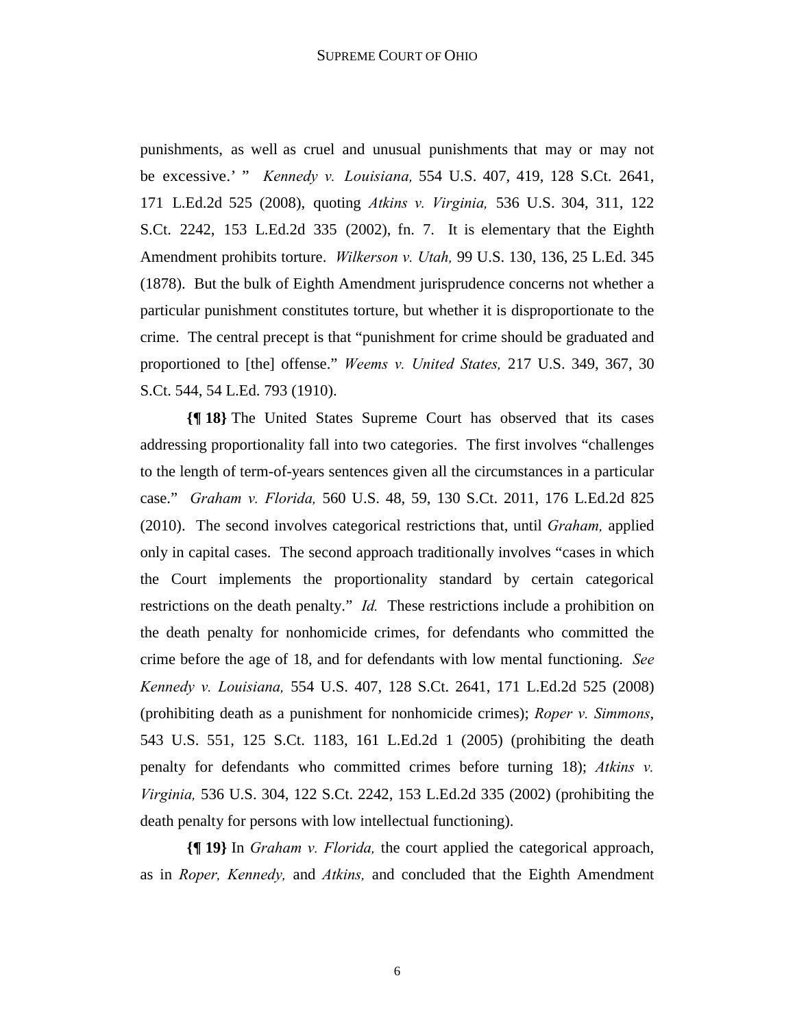punishments, as well as cruel and unusual punishments that may or may not be excessive.' " *Kennedy v. Louisiana,* 554 U.S. 407, 419, 128 S.Ct. 2641, 171 L.Ed.2d 525 (2008), quoting *Atkins v. Virginia,* 536 U.S. 304, 311, 122 S.Ct. 2242, 153 L.Ed.2d 335 (2002), fn. 7. It is elementary that the Eighth Amendment prohibits torture. *Wilkerson v. Utah,* 99 U.S. 130, 136, 25 L.Ed. 345 (1878). But the bulk of Eighth Amendment jurisprudence concerns not whether a particular punishment constitutes torture, but whether it is disproportionate to the crime. The central precept is that "punishment for crime should be graduated and proportioned to [the] offense." *Weems v. United States,* 217 U.S. 349, 367, 30 S.Ct. 544, 54 L.Ed. 793 (1910).

**{¶ 18}** The United States Supreme Court has observed that its cases addressing proportionality fall into two categories. The first involves "challenges to the length of term-of-years sentences given all the circumstances in a particular case." *Graham v. Florida,* 560 U.S. 48, 59, 130 S.Ct. 2011, 176 L.Ed.2d 825 (2010). The second involves categorical restrictions that, until *Graham,* applied only in capital cases. The second approach traditionally involves "cases in which the Court implements the proportionality standard by certain categorical restrictions on the death penalty." *Id.* These restrictions include a prohibition on the death penalty for nonhomicide crimes, for defendants who committed the crime before the age of 18, and for defendants with low mental functioning. *See Kennedy v. Louisiana,* 554 U.S. 407, 128 S.Ct. 2641, 171 L.Ed.2d 525 (2008) (prohibiting death as a punishment for nonhomicide crimes); *Roper v. Simmons*, 543 U.S. 551, 125 S.Ct. 1183, 161 L.Ed.2d 1 (2005) (prohibiting the death penalty for defendants who committed crimes before turning 18); *Atkins v. Virginia,* 536 U.S. 304, 122 S.Ct. 2242, 153 L.Ed.2d 335 (2002) (prohibiting the death penalty for persons with low intellectual functioning).

**{¶ 19}** In *Graham v. Florida,* the court applied the categorical approach, as in *Roper, Kennedy,* and *Atkins,* and concluded that the Eighth Amendment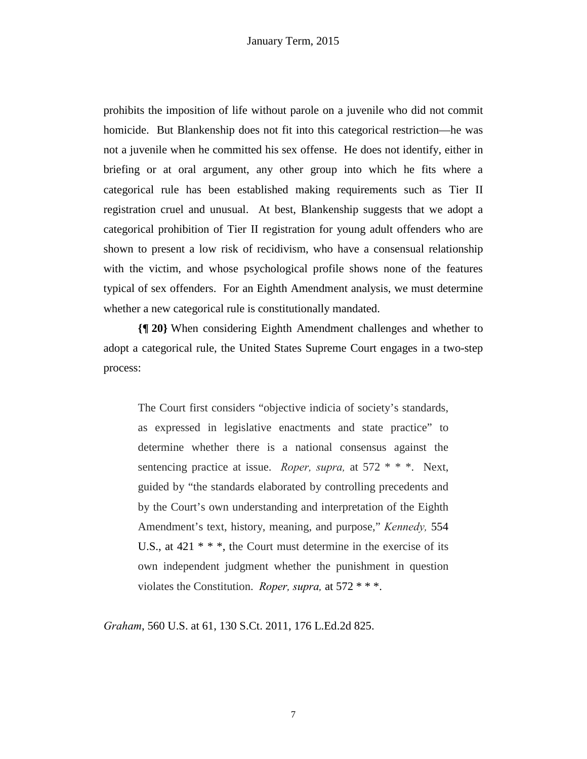prohibits the imposition of life without parole on a juvenile who did not commit homicide. But Blankenship does not fit into this categorical restriction—he was not a juvenile when he committed his sex offense. He does not identify, either in briefing or at oral argument, any other group into which he fits where a categorical rule has been established making requirements such as Tier II registration cruel and unusual. At best, Blankenship suggests that we adopt a categorical prohibition of Tier II registration for young adult offenders who are shown to present a low risk of recidivism, who have a consensual relationship with the victim, and whose psychological profile shows none of the features typical of sex offenders. For an Eighth Amendment analysis, we must determine whether a new categorical rule is constitutionally mandated.

**{¶ 20}** When considering Eighth Amendment challenges and whether to adopt a categorical rule, the United States Supreme Court engages in a two-step process:

> The Court first considers "objective indicia of society's standards, as expressed in legislative enactments and state practice" to determine whether there is a national consensus against the sentencing practice at issue. *Roper, supra,* at 572 * * *. Next, guided by "the standards elaborated by controlling precedents and by the Court's own understanding and interpretation of the Eighth Amendment's text, history, meaning, and purpose," *Kennedy,* 554 U.S., at 421 * * *, the Court must determine in the exercise of its own independent judgment whether the punishment in question violates the Constitution. *Roper, supra,* at 572 * * *.

*Graham*, 560 U.S. at 61, 130 S.Ct. 2011, 176 L.Ed.2d 825.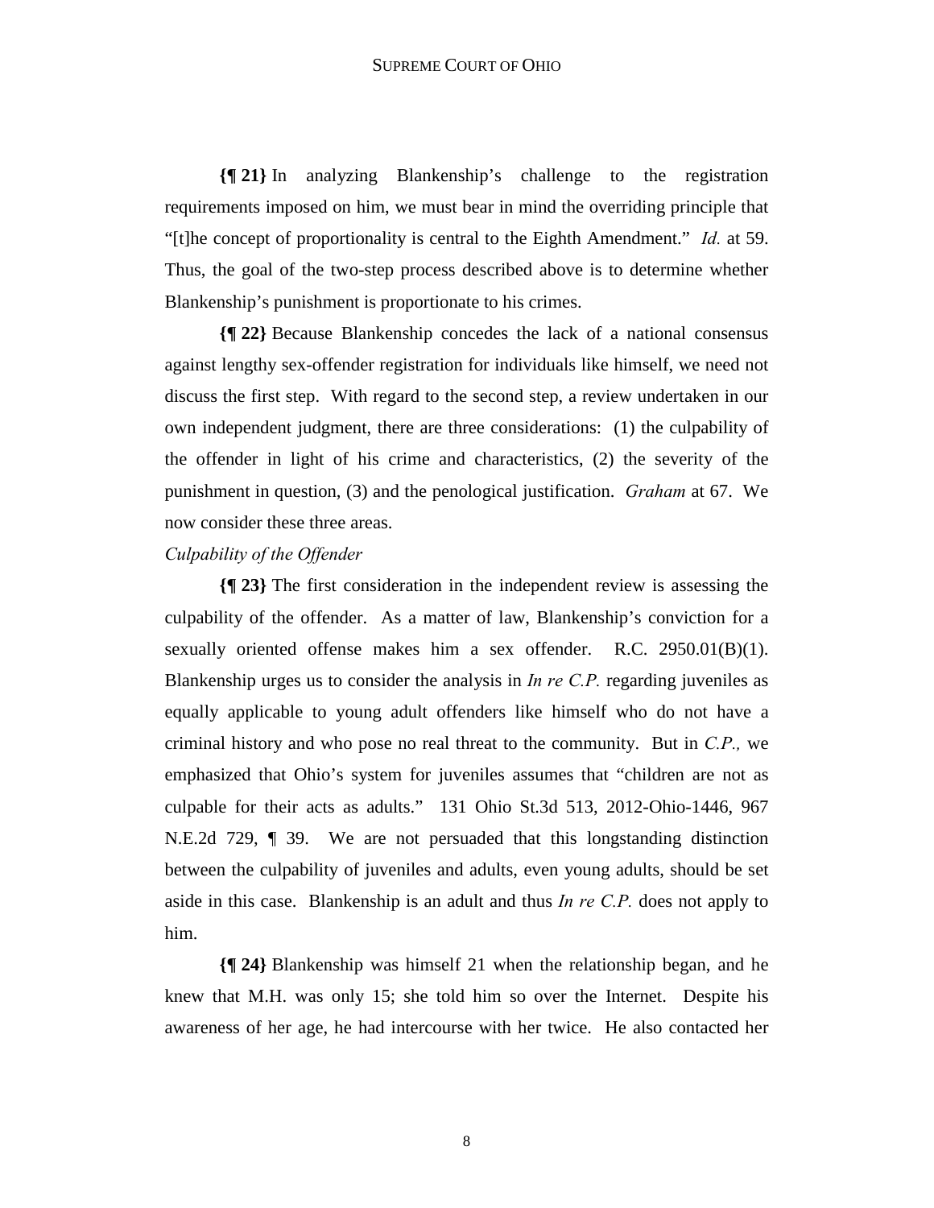**{¶ 21}** In analyzing Blankenship's challenge to the registration requirements imposed on him, we must bear in mind the overriding principle that "[t]he concept of proportionality is central to the Eighth Amendment." *Id.* at 59. Thus, the goal of the two-step process described above is to determine whether Blankenship's punishment is proportionate to his crimes.

**{¶ 22}** Because Blankenship concedes the lack of a national consensus against lengthy sex-offender registration for individuals like himself, we need not discuss the first step. With regard to the second step, a review undertaken in our own independent judgment, there are three considerations: (1) the culpability of the offender in light of his crime and characteristics, (2) the severity of the punishment in question, (3) and the penological justification. *Graham* at 67. We now consider these three areas.

*Culpability of the Offender*

**{¶ 23}** The first consideration in the independent review is assessing the culpability of the offender. As a matter of law, Blankenship's conviction for a sexually oriented offense makes him a sex offender. R.C. 2950.01(B)(1). Blankenship urges us to consider the analysis in *In re C.P.* regarding juveniles as equally applicable to young adult offenders like himself who do not have a criminal history and who pose no real threat to the community. But in *C.P.,* we emphasized that Ohio's system for juveniles assumes that "children are not as culpable for their acts as adults." 131 Ohio St.3d 513, 2012-Ohio-1446, 967 N.E.2d 729, ¶ 39. We are not persuaded that this longstanding distinction between the culpability of juveniles and adults, even young adults, should be set aside in this case. Blankenship is an adult and thus *In re C.P.* does not apply to him.

**{¶ 24}** Blankenship was himself 21 when the relationship began, and he knew that M.H. was only 15; she told him so over the Internet. Despite his awareness of her age, he had intercourse with her twice. He also contacted her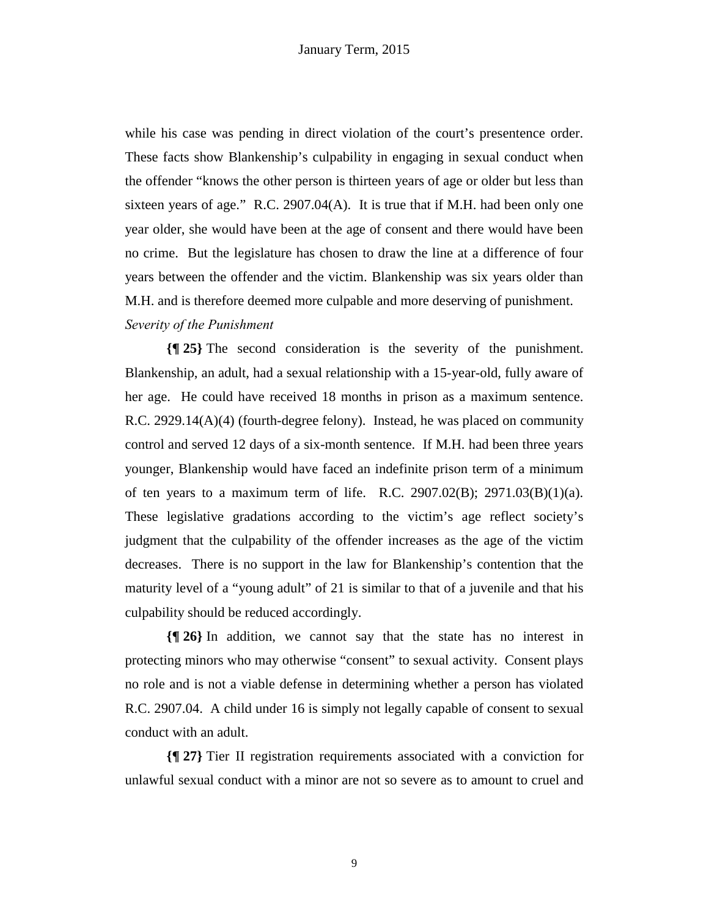while his case was pending in direct violation of the court's presentence order. These facts show Blankenship's culpability in engaging in sexual conduct when the offender "knows the other person is thirteen years of age or older but less than sixteen years of age." R.C. 2907.04(A). It is true that if M.H. had been only one year older, she would have been at the age of consent and there would have been no crime. But the legislature has chosen to draw the line at a difference of four years between the offender and the victim. Blankenship was six years older than M.H. and is therefore deemed more culpable and more deserving of punishment.

*Severity of the Punishment*

**{¶ 25}** The second consideration is the severity of the punishment. Blankenship, an adult, had a sexual relationship with a 15-year-old, fully aware of her age. He could have received 18 months in prison as a maximum sentence. R.C. 2929.14(A)(4) (fourth-degree felony). Instead, he was placed on community control and served 12 days of a six-month sentence. If M.H. had been three years younger, Blankenship would have faced an indefinite prison term of a minimum of ten years to a maximum term of life. R.C. 2907.02(B); 2971.03(B)(1)(a). These legislative gradations according to the victim's age reflect society's judgment that the culpability of the offender increases as the age of the victim decreases. There is no support in the law for Blankenship's contention that the maturity level of a "young adult" of 21 is similar to that of a juvenile and that his culpability should be reduced accordingly.

**{¶ 26}** In addition, we cannot say that the state has no interest in protecting minors who may otherwise "consent" to sexual activity. Consent plays no role and is not a viable defense in determining whether a person has violated R.C. 2907.04. A child under 16 is simply not legally capable of consent to sexual conduct with an adult.

**{¶ 27}** Tier II registration requirements associated with a conviction for unlawful sexual conduct with a minor are not so severe as to amount to cruel and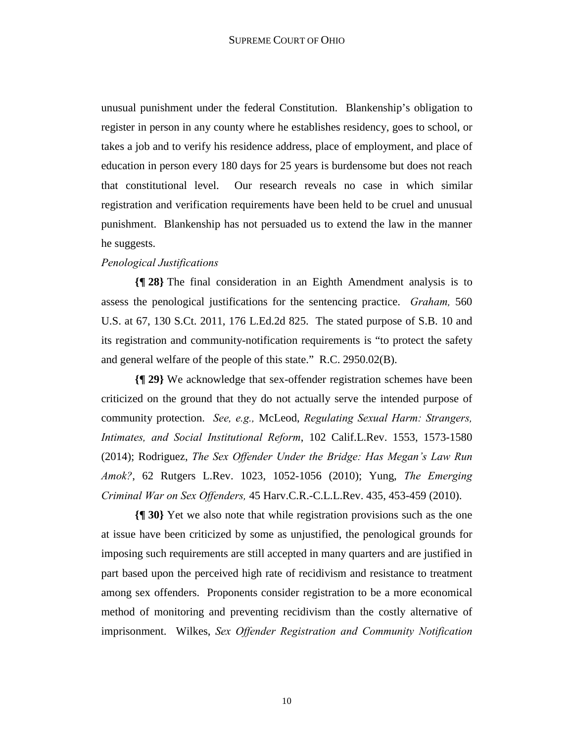unusual punishment under the federal Constitution. Blankenship's obligation to register in person in any county where he establishes residency, goes to school, or takes a job and to verify his residence address, place of employment, and place of education in person every 180 days for 25 years is burdensome but does not reach that constitutional level. Our research reveals no case in which similar registration and verification requirements have been held to be cruel and unusual punishment. Blankenship has not persuaded us to extend the law in the manner he suggests.

*Penological Justifications*

**{¶ 28}** The final consideration in an Eighth Amendment analysis is to assess the penological justifications for the sentencing practice. *Graham,* 560 U.S. at 67, 130 S.Ct. 2011, 176 L.Ed.2d 825. The stated purpose of S.B. 10 and its registration and community-notification requirements is "to protect the safety and general welfare of the people of this state." R.C. 2950.02(B).

**{¶ 29}** We acknowledge that sex-offender registration schemes have been criticized on the ground that they do not actually serve the intended purpose of community protection. *See, e.g.,* McLeod, *Regulating Sexual Harm: Strangers, Intimates, and Social Institutional Reform*, 102 Calif.L.Rev. 1553, 1573-1580 (2014); Rodriguez, *The Sex Offender Under the Bridge: Has Megan's Law Run Amok?*, 62 Rutgers L.Rev. 1023, 1052-1056 (2010); Yung, *The Emerging Criminal War on Sex Offenders,* 45 Harv.C.R.-C.L.L.Rev. 435, 453-459 (2010).

**{¶ 30}** Yet we also note that while registration provisions such as the one at issue have been criticized by some as unjustified, the penological grounds for imposing such requirements are still accepted in many quarters and are justified in part based upon the perceived high rate of recidivism and resistance to treatment among sex offenders. Proponents consider registration to be a more economical method of monitoring and preventing recidivism than the costly alternative of imprisonment. Wilkes, *Sex Offender Registration and Community Notification*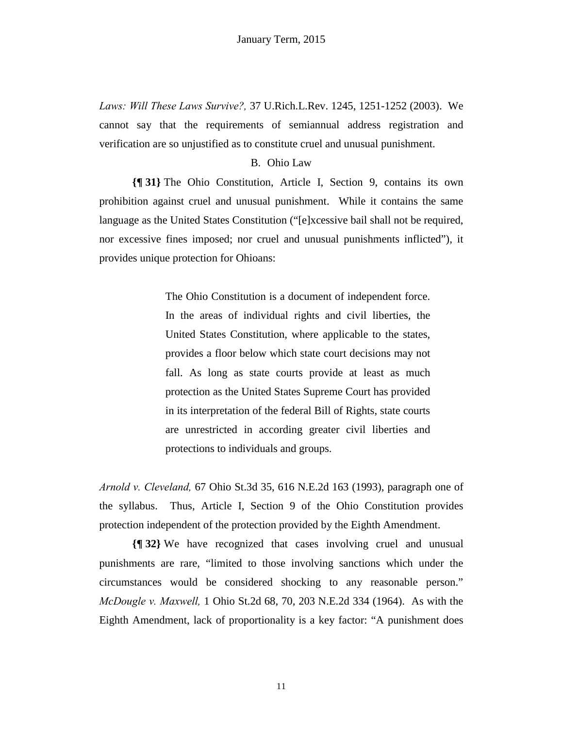*Laws: Will These Laws Survive?,* 37 U.Rich.L.Rev. 1245, 1251-1252 (2003). We cannot say that the requirements of semiannual address registration and verification are so unjustified as to constitute cruel and unusual punishment.

B. Ohio Law

**{¶ 31}** The Ohio Constitution, Article I, Section 9, contains its own prohibition against cruel and unusual punishment. While it contains the same language as the United States Constitution ("[e]xcessive bail shall not be required, nor excessive fines imposed; nor cruel and unusual punishments inflicted"), it provides unique protection for Ohioans:

> The Ohio Constitution is a document of independent force. In the areas of individual rights and civil liberties, the United States Constitution, where applicable to the states, provides a floor below which state court decisions may not fall. As long as state courts provide at least as much protection as the United States Supreme Court has provided in its interpretation of the federal Bill of Rights, state courts are unrestricted in according greater civil liberties and protections to individuals and groups.

*Arnold v. Cleveland,* 67 Ohio St.3d 35, 616 N.E.2d 163 (1993), paragraph one of the syllabus. Thus, Article I, Section 9 of the Ohio Constitution provides protection independent of the protection provided by the Eighth Amendment.

**{¶ 32}** We have recognized that cases involving cruel and unusual punishments are rare, "limited to those involving sanctions which under the circumstances would be considered shocking to any reasonable person." *McDougle v. Maxwell,* 1 Ohio St.2d 68, 70, 203 N.E.2d 334 (1964). As with the Eighth Amendment, lack of proportionality is a key factor: "A punishment does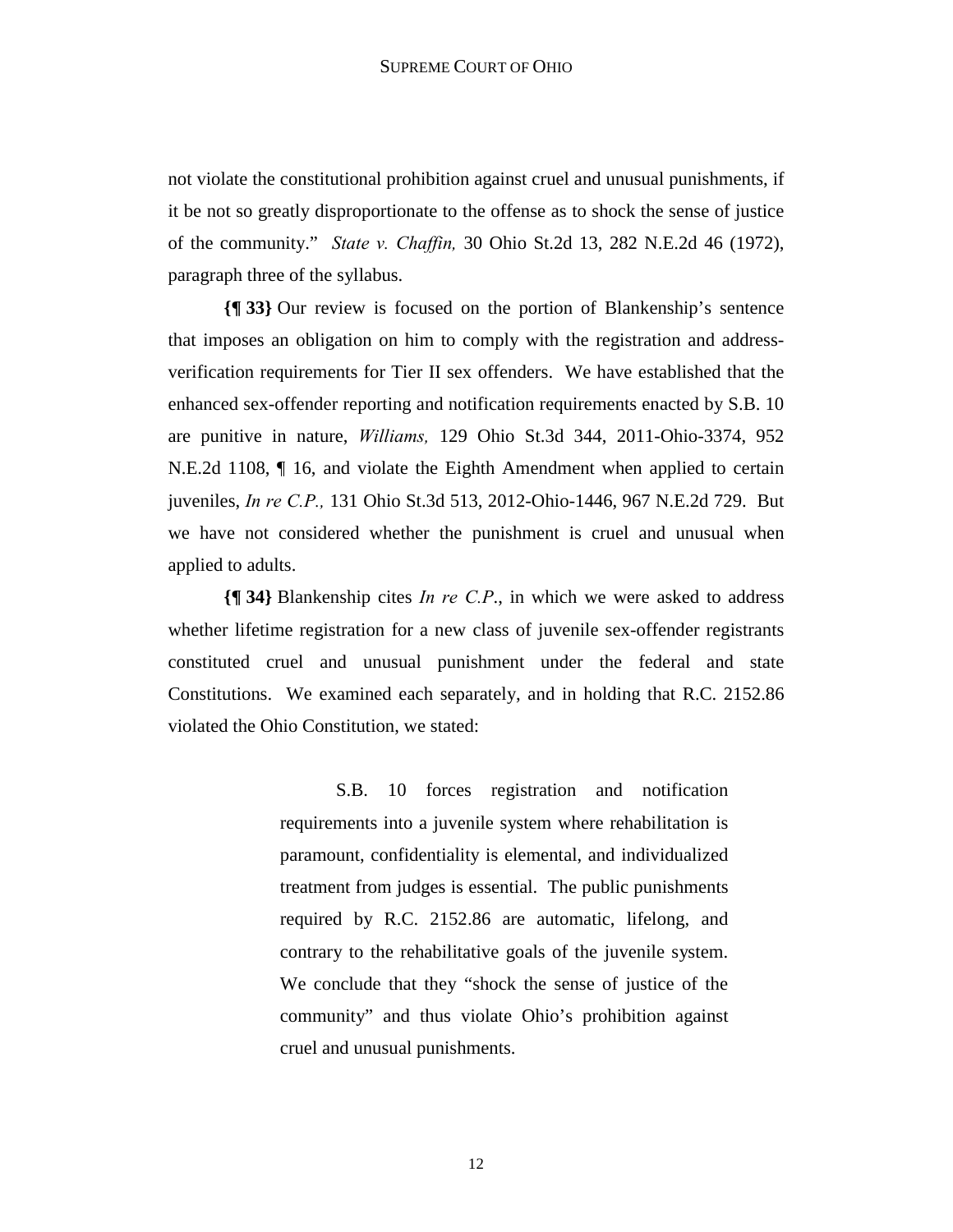not violate the constitutional prohibition against cruel and unusual punishments, if it be not so greatly disproportionate to the offense as to shock the sense of justice of the community." *State v. Chaffin,* 30 Ohio St.2d 13, 282 N.E.2d 46 (1972), paragraph three of the syllabus.

**{¶ 33}** Our review is focused on the portion of Blankenship's sentence that imposes an obligation on him to comply with the registration and address-verification requirements for Tier II sex offenders. We have established that the enhanced sex-offender reporting and notification requirements enacted by S.B. 10 are punitive in nature, *Williams,* 129 Ohio St.3d 344, 2011-Ohio-3374, 952 N.E.2d 1108, ¶ 16, and violate the Eighth Amendment when applied to certain juveniles, *In re C.P.,* 131 Ohio St.3d 513, 2012-Ohio-1446, 967 N.E.2d 729. But we have not considered whether the punishment is cruel and unusual when applied to adults.

**{¶ 34}** Blankenship cites *In re C.P.*, in which we were asked to address whether lifetime registration for a new class of juvenile sex-offender registrants constituted cruel and unusual punishment under the federal and state Constitutions. We examined each separately, and in holding that R.C. 2152.86 violated the Ohio Constitution, we stated:

> S.B. 10 forces registration and notification requirements into a juvenile system where rehabilitation is paramount, confidentiality is elemental, and individualized treatment from judges is essential. The public punishments required by R.C. 2152.86 are automatic, lifelong, and contrary to the rehabilitative goals of the juvenile system. We conclude that they "shock the sense of justice of the community" and thus violate Ohio's prohibition against cruel and unusual punishments.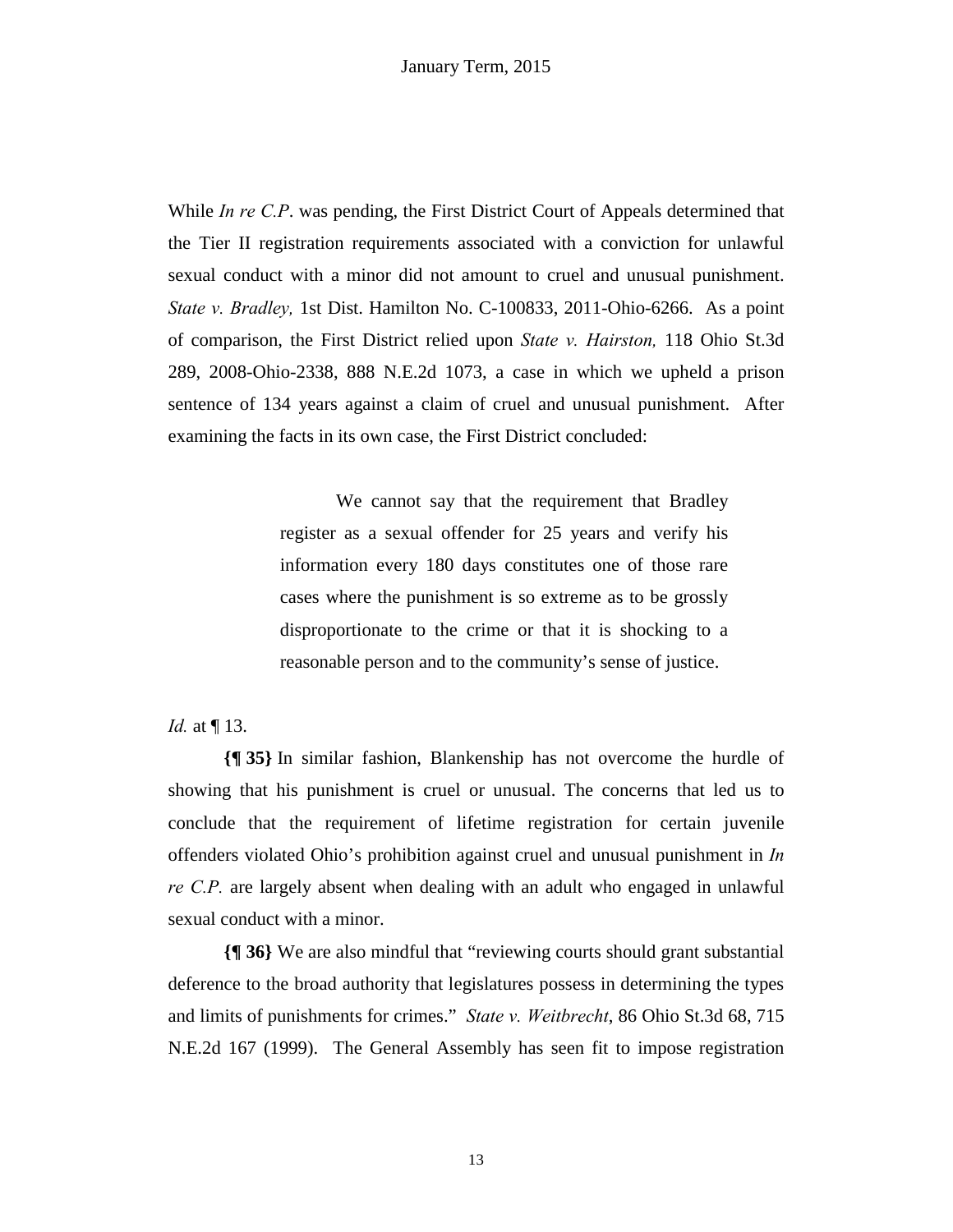While *In re C.P*. was pending, the First District Court of Appeals determined that the Tier II registration requirements associated with a conviction for unlawful sexual conduct with a minor did not amount to cruel and unusual punishment. *State v. Bradley,* 1st Dist. Hamilton No. C-100833, 2011-Ohio-6266. As a point of comparison, the First District relied upon *State v. Hairston,* 118 Ohio St.3d 289, 2008-Ohio-2338, 888 N.E.2d 1073, a case in which we upheld a prison sentence of 134 years against a claim of cruel and unusual punishment. After examining the facts in its own case, the First District concluded:

> We cannot say that the requirement that Bradley register as a sexual offender for 25 years and verify his information every 180 days constitutes one of those rare cases where the punishment is so extreme as to be grossly disproportionate to the crime or that it is shocking to a reasonable person and to the community's sense of justice.

*Id.* at ¶ 13.

**{¶ 35}** In similar fashion, Blankenship has not overcome the hurdle of showing that his punishment is cruel or unusual. The concerns that led us to conclude that the requirement of lifetime registration for certain juvenile offenders violated Ohio's prohibition against cruel and unusual punishment in *In re C.P.* are largely absent when dealing with an adult who engaged in unlawful sexual conduct with a minor.

**{¶ 36}** We are also mindful that "reviewing courts should grant substantial deference to the broad authority that legislatures possess in determining the types and limits of punishments for crimes." *State v. Weitbrecht*, 86 Ohio St.3d 68, 715 N.E.2d 167 (1999). The General Assembly has seen fit to impose registration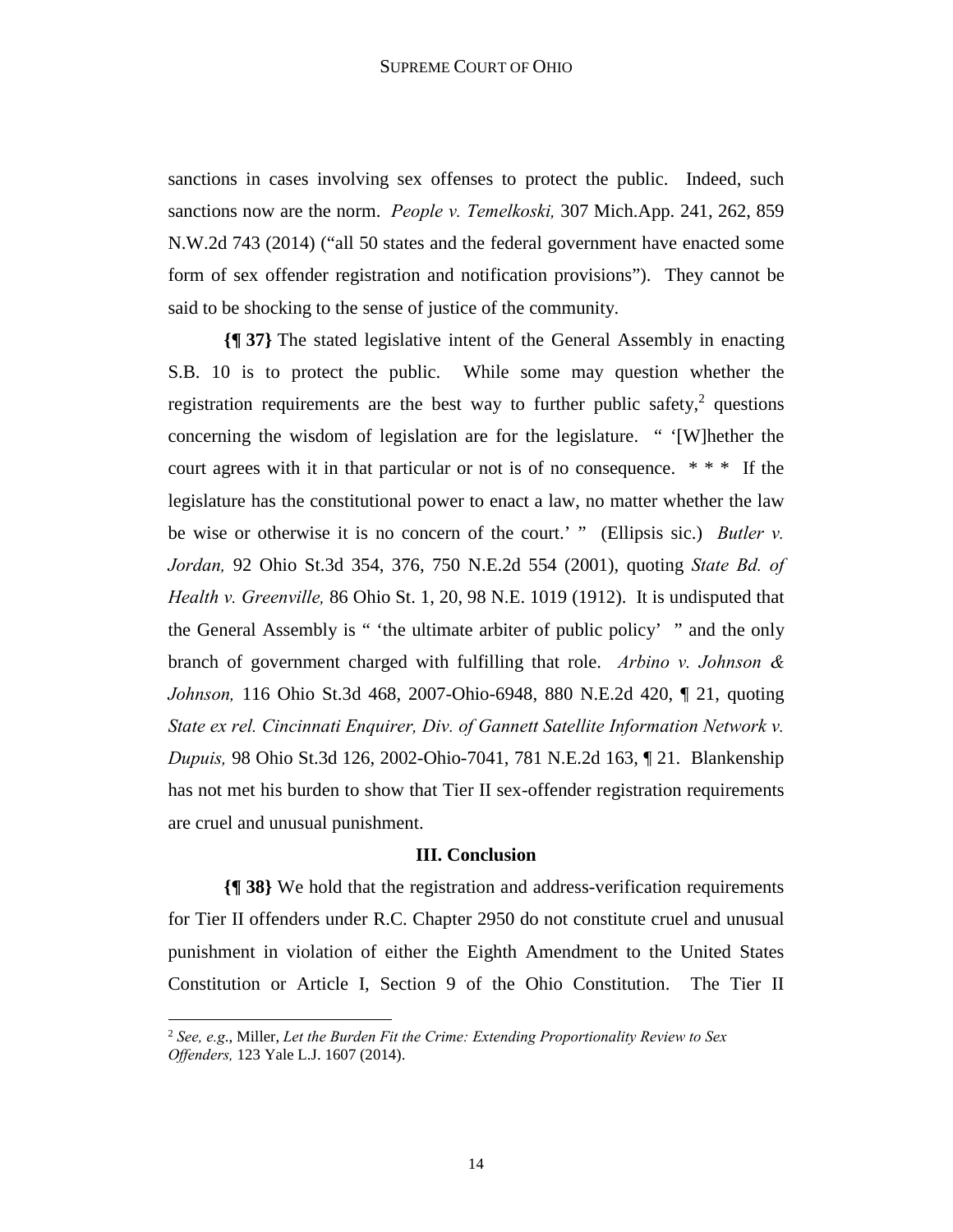sanctions in cases involving sex offenses to protect the public. Indeed, such sanctions now are the norm. *People v. Temelkoski,* 307 Mich.App. 241, 262, 859 N.W.2d 743 (2014) ("all 50 states and the federal government have enacted some form of sex offender registration and notification provisions"). They cannot be said to be shocking to the sense of justice of the community.

**{¶ 37}** The stated legislative intent of the General Assembly in enacting S.B. 10 is to protect the public. While some may question whether the registration requirements are the best way to further public safety,[2] questions concerning the wisdom of legislation are for the legislature. " '[W]hether the court agrees with it in that particular or not is of no consequence. * * * If the legislature has the constitutional power to enact a law, no matter whether the law be wise or otherwise it is no concern of the court.' " (Ellipsis sic.) *Butler v. Jordan,* 92 Ohio St.3d 354, 376, 750 N.E.2d 554 (2001), quoting *State Bd. of Health v. Greenville,* 86 Ohio St. 1, 20, 98 N.E. 1019 (1912). It is undisputed that the General Assembly is " 'the ultimate arbiter of public policy' " and the only branch of government charged with fulfilling that role. *Arbino v. Johnson & Johnson,* 116 Ohio St.3d 468, 2007-Ohio-6948, 880 N.E.2d 420, ¶ 21, quoting *State ex rel. Cincinnati Enquirer, Div. of Gannett Satellite Information Network v. Dupuis,* 98 Ohio St.3d 126, 2002-Ohio-7041, 781 N.E.2d 163, ¶ 21. Blankenship has not met his burden to show that Tier II sex-offender registration requirements are cruel and unusual punishment.

## III. Conclusion

**{¶ 38}** We hold that the registration and address-verification requirements for Tier II offenders under R.C. Chapter 2950 do not constitute cruel and unusual punishment in violation of either the Eighth Amendment to the United States Constitution or Article I, Section 9 of the Ohio Constitution. The Tier II

---

[2] *See, e.g*., Miller, *Let the Burden Fit the Crime: Extending Proportionality Review to Sex Offenders,* 123 Yale L.J. 1607 (2014).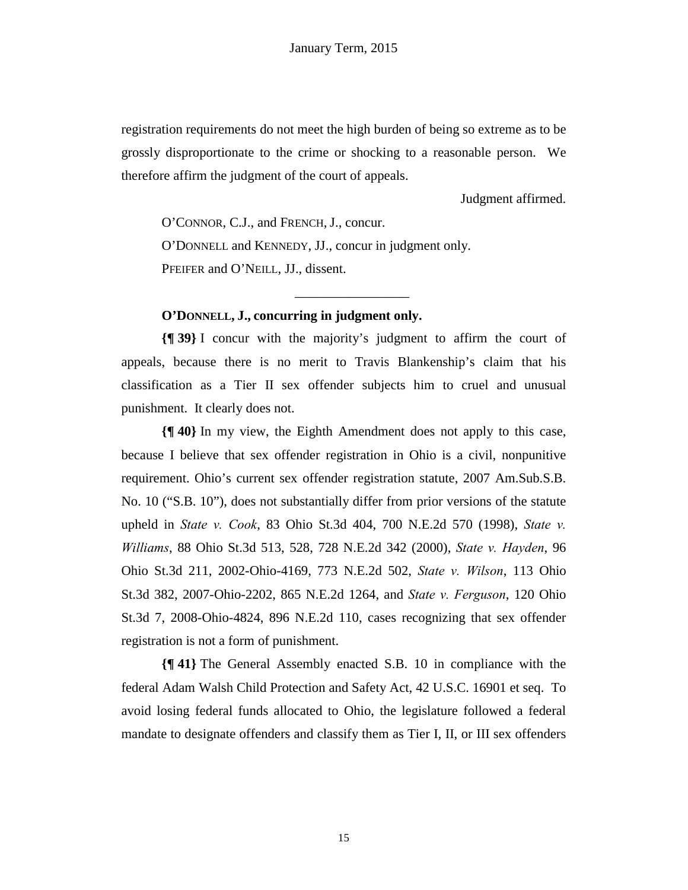registration requirements do not meet the high burden of being so extreme as to be grossly disproportionate to the crime or shocking to a reasonable person. We therefore affirm the judgment of the court of appeals.

Judgment affirmed.

O'CONNOR, C.J., and FRENCH, J., concur.

O'DONNELL and KENNEDY, JJ., concur in judgment only.

PFEIFER and O'NEILL, JJ., dissent.

---

**O'DONNELL, J., concurring in judgment only.**

**{¶ 39}** I concur with the majority's judgment to affirm the court of appeals, because there is no merit to Travis Blankenship's claim that his classification as a Tier II sex offender subjects him to cruel and unusual punishment. It clearly does not.

**{¶ 40}** In my view, the Eighth Amendment does not apply to this case, because I believe that sex offender registration in Ohio is a civil, nonpunitive requirement. Ohio's current sex offender registration statute, 2007 Am.Sub.S.B. No. 10 ("S.B. 10"), does not substantially differ from prior versions of the statute upheld in *State v. Cook*, 83 Ohio St.3d 404, 700 N.E.2d 570 (1998), *State v. Williams*, 88 Ohio St.3d 513, 528, 728 N.E.2d 342 (2000), *State v. Hayden*, 96 Ohio St.3d 211, 2002-Ohio-4169, 773 N.E.2d 502, *State v. Wilson*, 113 Ohio St.3d 382, 2007-Ohio-2202, 865 N.E.2d 1264, and *State v. Ferguson*, 120 Ohio St.3d 7, 2008-Ohio-4824, 896 N.E.2d 110, cases recognizing that sex offender registration is not a form of punishment.

**{¶ 41}** The General Assembly enacted S.B. 10 in compliance with the federal Adam Walsh Child Protection and Safety Act, 42 U.S.C. 16901 et seq. To avoid losing federal funds allocated to Ohio, the legislature followed a federal mandate to designate offenders and classify them as Tier I, II, or III sex offenders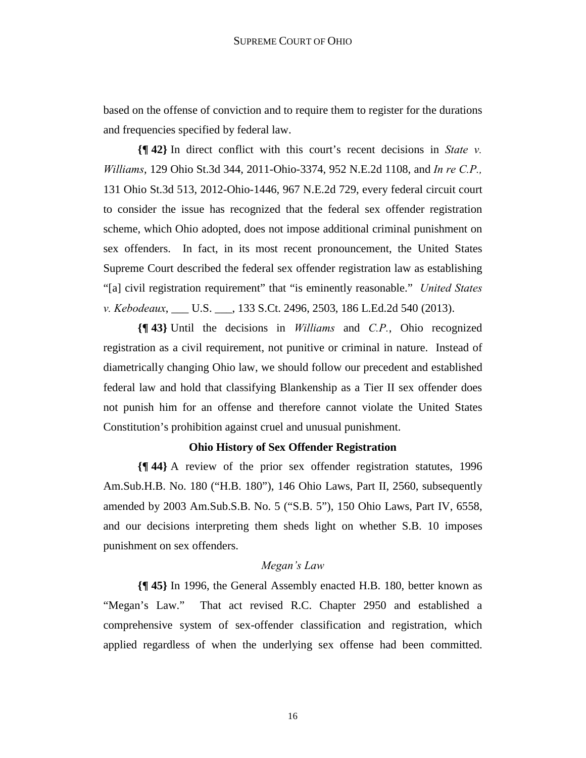based on the offense of conviction and to require them to register for the durations and frequencies specified by federal law.

**{¶ 42}** In direct conflict with this court's recent decisions in *State v. Williams*, 129 Ohio St.3d 344, 2011-Ohio-3374, 952 N.E.2d 1108, and *In re C.P.,* 131 Ohio St.3d 513, 2012-Ohio-1446, 967 N.E.2d 729, every federal circuit court to consider the issue has recognized that the federal sex offender registration scheme, which Ohio adopted, does not impose additional criminal punishment on sex offenders. In fact, in its most recent pronouncement, the United States Supreme Court described the federal sex offender registration law as establishing "[a] civil registration requirement" that "is eminently reasonable." *United States v. Kebodeaux*, ___ U.S. ___, 133 S.Ct. 2496, 2503, 186 L.Ed.2d 540 (2013).

**{¶ 43}** Until the decisions in *Williams* and *C.P.*, Ohio recognized registration as a civil requirement, not punitive or criminal in nature. Instead of diametrically changing Ohio law, we should follow our precedent and established federal law and hold that classifying Blankenship as a Tier II sex offender does not punish him for an offense and therefore cannot violate the United States Constitution's prohibition against cruel and unusual punishment.

### Ohio History of Sex Offender Registration

**{¶ 44}** A review of the prior sex offender registration statutes, 1996 Am.Sub.H.B. No. 180 ("H.B. 180"), 146 Ohio Laws, Part II, 2560, subsequently amended by 2003 Am.Sub.S.B. No. 5 ("S.B. 5"), 150 Ohio Laws, Part IV, 6558, and our decisions interpreting them sheds light on whether S.B. 10 imposes punishment on sex offenders.

#### *Megan's Law*

**{¶ 45}** In 1996, the General Assembly enacted H.B. 180, better known as "Megan's Law." That act revised R.C. Chapter 2950 and established a comprehensive system of sex-offender classification and registration, which applied regardless of when the underlying sex offense had been committed.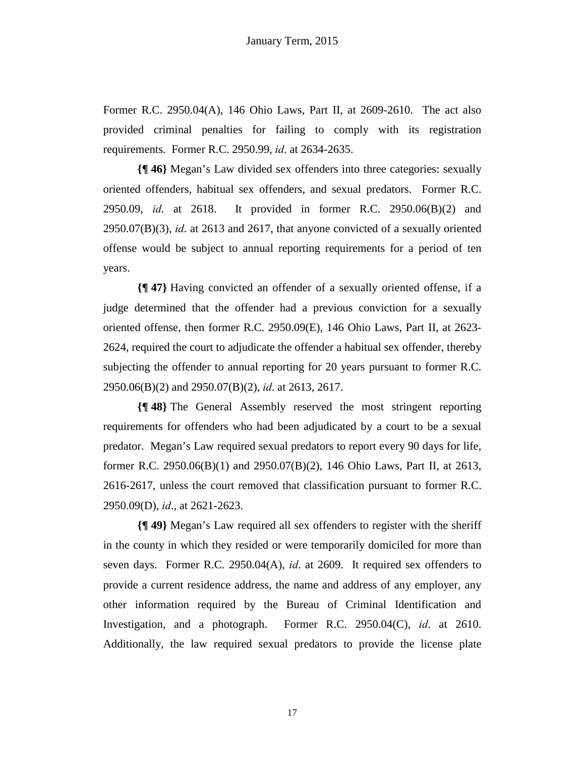Former R.C. 2950.04(A), 146 Ohio Laws, Part II, at 2609-2610. The act also provided criminal penalties for failing to comply with its registration requirements. Former R.C. 2950.99, *id*. at 2634-2635.

**{¶ 46}** Megan's Law divided sex offenders into three categories: sexually oriented offenders, habitual sex offenders, and sexual predators. Former R.C. 2950.09, *id*. at 2618. It provided in former R.C. 2950.06(B)(2) and 2950.07(B)(3), *id*. at 2613 and 2617, that anyone convicted of a sexually oriented offense would be subject to annual reporting requirements for a period of ten years.

**{¶ 47}** Having convicted an offender of a sexually oriented offense, if a judge determined that the offender had a previous conviction for a sexually oriented offense, then former R.C. 2950.09(E), 146 Ohio Laws, Part II, at 2623-2624, required the court to adjudicate the offender a habitual sex offender, thereby subjecting the offender to annual reporting for 20 years pursuant to former R.C. 2950.06(B)(2) and 2950.07(B)(2), *id*. at 2613, 2617.

**{¶ 48}** The General Assembly reserved the most stringent reporting requirements for offenders who had been adjudicated by a court to be a sexual predator. Megan's Law required sexual predators to report every 90 days for life, former R.C. 2950.06(B)(1) and 2950.07(B)(2), 146 Ohio Laws, Part II, at 2613, 2616-2617, unless the court removed that classification pursuant to former R.C. 2950.09(D), *id*., at 2621-2623.

**{¶ 49}** Megan's Law required all sex offenders to register with the sheriff in the county in which they resided or were temporarily domiciled for more than seven days. Former R.C. 2950.04(A), *id*. at 2609. It required sex offenders to provide a current residence address, the name and address of any employer, any other information required by the Bureau of Criminal Identification and Investigation, and a photograph. Former R.C. 2950.04(C), *id*. at 2610. Additionally, the law required sexual predators to provide the license plate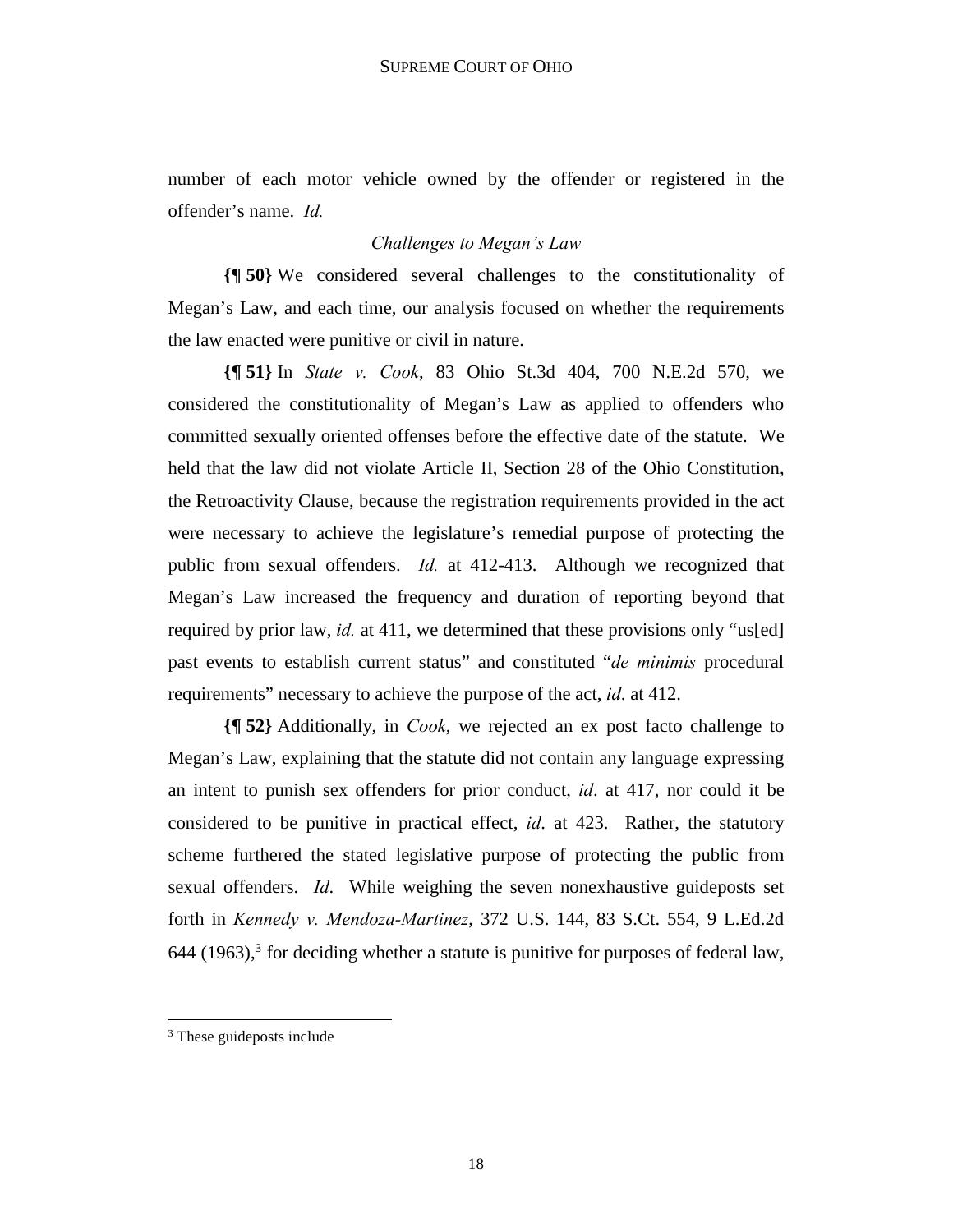number of each motor vehicle owned by the offender or registered in the offender's name. *Id.*

*Challenges to Megan's Law*

**{¶ 50}** We considered several challenges to the constitutionality of Megan's Law, and each time, our analysis focused on whether the requirements the law enacted were punitive or civil in nature.

**{¶ 51}** In *State v. Cook*, 83 Ohio St.3d 404, 700 N.E.2d 570, we considered the constitutionality of Megan's Law as applied to offenders who committed sexually oriented offenses before the effective date of the statute. We held that the law did not violate Article II, Section 28 of the Ohio Constitution, the Retroactivity Clause, because the registration requirements provided in the act were necessary to achieve the legislature's remedial purpose of protecting the public from sexual offenders. *Id.* at 412-413. Although we recognized that Megan's Law increased the frequency and duration of reporting beyond that required by prior law, *id.* at 411, we determined that these provisions only "us[ed] past events to establish current status" and constituted "*de minimis* procedural requirements" necessary to achieve the purpose of the act, *id*. at 412.

**{¶ 52}** Additionally, in *Cook*, we rejected an ex post facto challenge to Megan's Law, explaining that the statute did not contain any language expressing an intent to punish sex offenders for prior conduct, *id*. at 417, nor could it be considered to be punitive in practical effect, *id*. at 423. Rather, the statutory scheme furthered the stated legislative purpose of protecting the public from sexual offenders. *Id*. While weighing the seven nonexhaustive guideposts set forth in *Kennedy v. Mendoza-Martinez*, 372 U.S. 144, 83 S.Ct. 554, 9 L.Ed.2d 644 (1963),[3] for deciding whether a statute is punitive for purposes of federal law,

---

[3] These guideposts include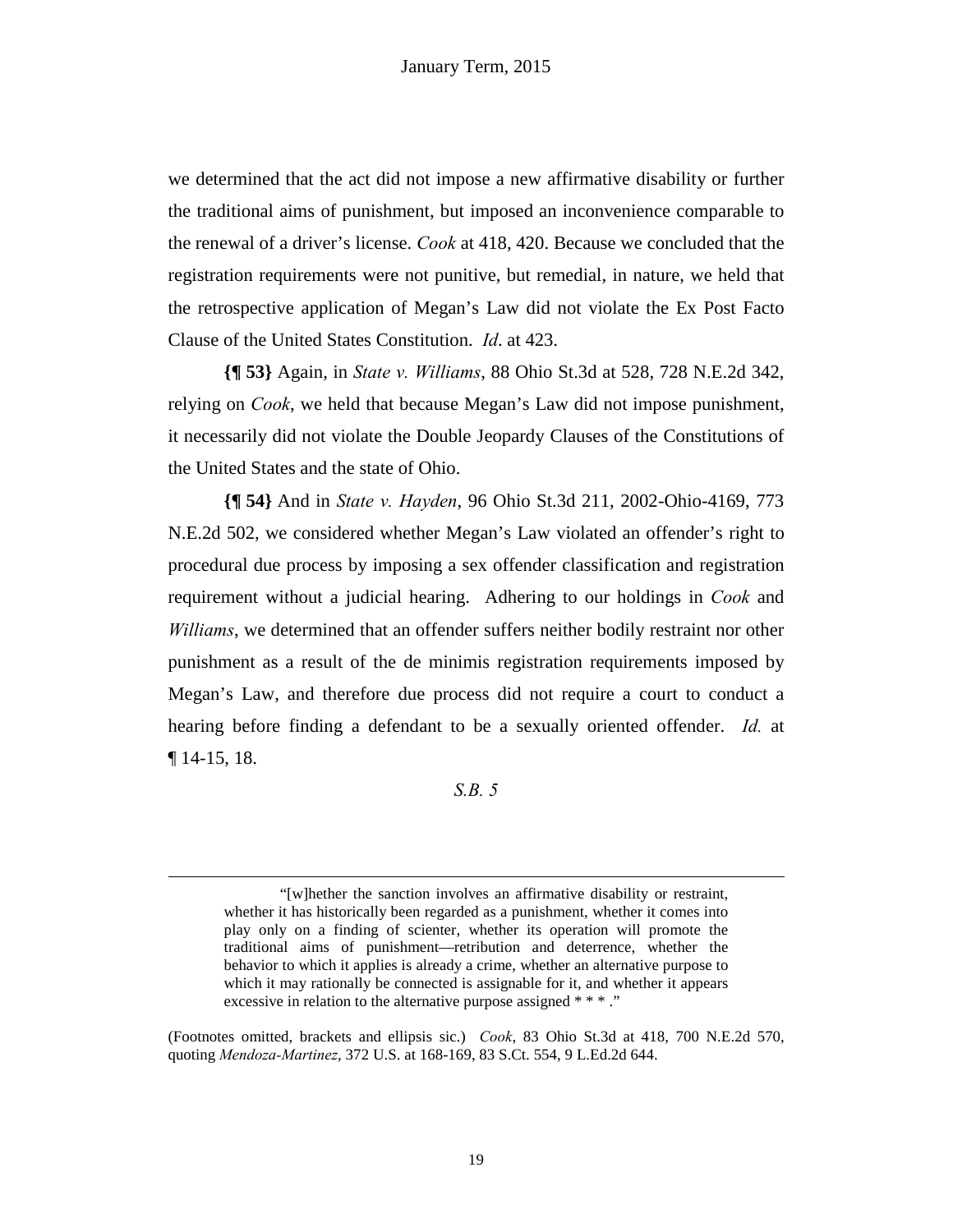we determined that the act did not impose a new affirmative disability or further the traditional aims of punishment, but imposed an inconvenience comparable to the renewal of a driver's license. *Cook* at 418, 420. Because we concluded that the registration requirements were not punitive, but remedial, in nature, we held that the retrospective application of Megan's Law did not violate the Ex Post Facto Clause of the United States Constitution. *Id*. at 423.

**{¶ 53}** Again, in *State v. Williams*, 88 Ohio St.3d at 528, 728 N.E.2d 342, relying on *Cook*, we held that because Megan's Law did not impose punishment, it necessarily did not violate the Double Jeopardy Clauses of the Constitutions of the United States and the state of Ohio.

**{¶ 54}** And in *State v. Hayden*, 96 Ohio St.3d 211, 2002-Ohio-4169, 773 N.E.2d 502, we considered whether Megan's Law violated an offender's right to procedural due process by imposing a sex offender classification and registration requirement without a judicial hearing. Adhering to our holdings in *Cook* and *Williams*, we determined that an offender suffers neither bodily restraint nor other punishment as a result of the de minimis registration requirements imposed by Megan's Law, and therefore due process did not require a court to conduct a hearing before finding a defendant to be a sexually oriented offender. *Id.* at ¶ 14-15, 18.

*S.B. 5*

---

> "[w]hether the sanction involves an affirmative disability or restraint, whether it has historically been regarded as a punishment, whether it comes into play only on a finding of scienter, whether its operation will promote the traditional aims of punishment—retribution and deterrence, whether the behavior to which it applies is already a crime, whether an alternative purpose to which it may rationally be connected is assignable for it, and whether it appears excessive in relation to the alternative purpose assigned * * * ."

(Footnotes omitted, brackets and ellipsis sic.) *Cook*, 83 Ohio St.3d at 418, 700 N.E.2d 570, quoting *Mendoza-Martinez*, 372 U.S. at 168-169, 83 S.Ct. 554, 9 L.Ed.2d 644.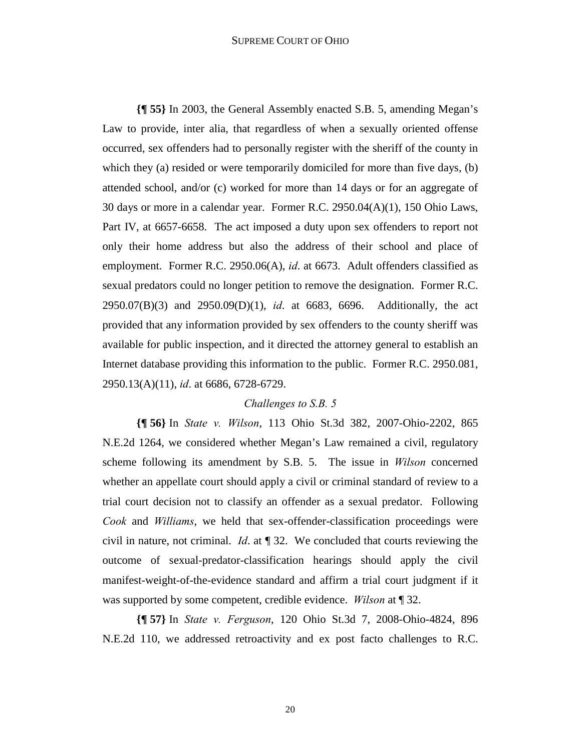**{¶ 55}** In 2003, the General Assembly enacted S.B. 5, amending Megan's Law to provide, inter alia, that regardless of when a sexually oriented offense occurred, sex offenders had to personally register with the sheriff of the county in which they (a) resided or were temporarily domiciled for more than five days, (b) attended school, and/or (c) worked for more than 14 days or for an aggregate of 30 days or more in a calendar year. Former R.C. 2950.04(A)(1), 150 Ohio Laws, Part IV, at 6657-6658. The act imposed a duty upon sex offenders to report not only their home address but also the address of their school and place of employment. Former R.C. 2950.06(A), *id*. at 6673. Adult offenders classified as sexual predators could no longer petition to remove the designation. Former R.C. 2950.07(B)(3) and 2950.09(D)(1), *id*. at 6683, 6696. Additionally, the act provided that any information provided by sex offenders to the county sheriff was available for public inspection, and it directed the attorney general to establish an Internet database providing this information to the public. Former R.C. 2950.081, 2950.13(A)(11), *id*. at 6686, 6728-6729.

*Challenges to S.B. 5*

**{¶ 56}** In *State v. Wilson*, 113 Ohio St.3d 382, 2007-Ohio-2202, 865 N.E.2d 1264, we considered whether Megan's Law remained a civil, regulatory scheme following its amendment by S.B. 5. The issue in *Wilson* concerned whether an appellate court should apply a civil or criminal standard of review to a trial court decision not to classify an offender as a sexual predator. Following *Cook* and *Williams*, we held that sex-offender-classification proceedings were civil in nature, not criminal. *Id*. at ¶ 32. We concluded that courts reviewing the outcome of sexual-predator-classification hearings should apply the civil manifest-weight-of-the-evidence standard and affirm a trial court judgment if it was supported by some competent, credible evidence. *Wilson* at ¶ 32.

**{¶ 57}** In *State v. Ferguson*, 120 Ohio St.3d 7, 2008-Ohio-4824, 896 N.E.2d 110, we addressed retroactivity and ex post facto challenges to R.C.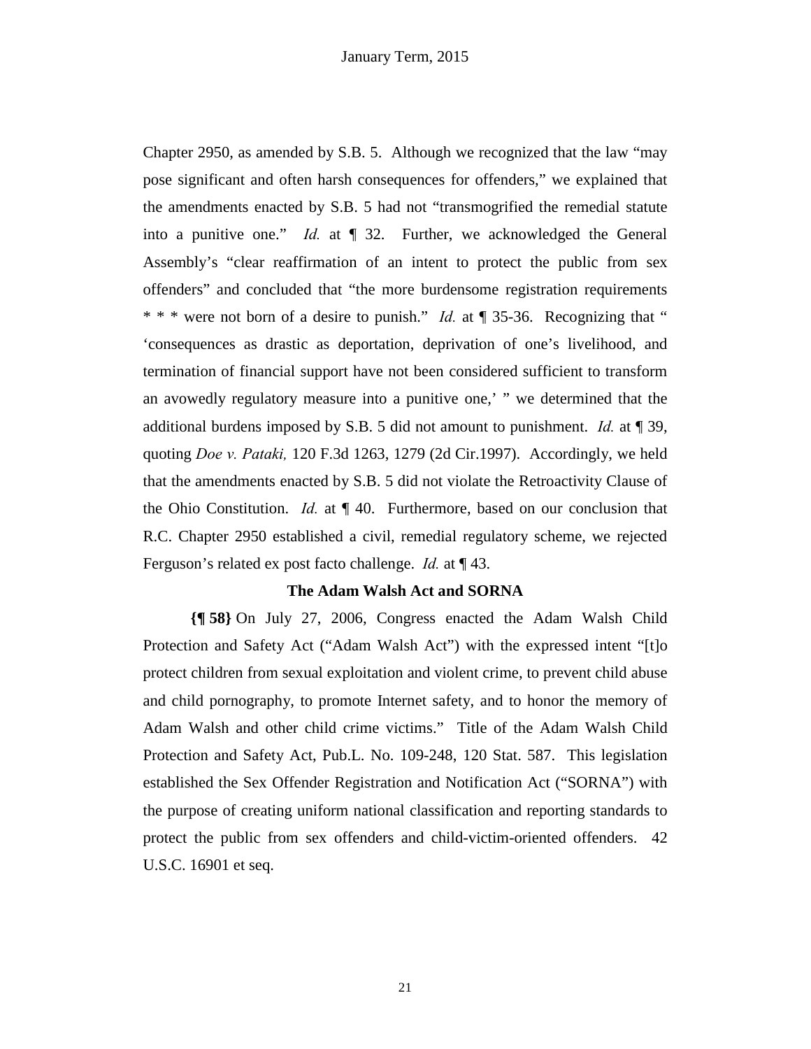Chapter 2950, as amended by S.B. 5. Although we recognized that the law "may pose significant and often harsh consequences for offenders," we explained that the amendments enacted by S.B. 5 had not "transmogrified the remedial statute into a punitive one." *Id.* at ¶ 32. Further, we acknowledged the General Assembly's "clear reaffirmation of an intent to protect the public from sex offenders" and concluded that "the more burdensome registration requirements * * * were not born of a desire to punish." *Id.* at ¶ 35-36. Recognizing that " 'consequences as drastic as deportation, deprivation of one's livelihood, and termination of financial support have not been considered sufficient to transform an avowedly regulatory measure into a punitive one,' " we determined that the additional burdens imposed by S.B. 5 did not amount to punishment. *Id.* at ¶ 39, quoting *Doe v. Pataki,* 120 F.3d 1263, 1279 (2d Cir.1997). Accordingly, we held that the amendments enacted by S.B. 5 did not violate the Retroactivity Clause of the Ohio Constitution. *Id.* at ¶ 40. Furthermore, based on our conclusion that R.C. Chapter 2950 established a civil, remedial regulatory scheme, we rejected Ferguson's related ex post facto challenge. *Id.* at ¶ 43.

**The Adam Walsh Act and SORNA**

**{¶ 58}** On July 27, 2006, Congress enacted the Adam Walsh Child Protection and Safety Act ("Adam Walsh Act") with the expressed intent "[t]o protect children from sexual exploitation and violent crime, to prevent child abuse and child pornography, to promote Internet safety, and to honor the memory of Adam Walsh and other child crime victims." Title of the Adam Walsh Child Protection and Safety Act, Pub.L. No. 109-248, 120 Stat. 587. This legislation established the Sex Offender Registration and Notification Act ("SORNA") with the purpose of creating uniform national classification and reporting standards to protect the public from sex offenders and child-victim-oriented offenders. 42 U.S.C. 16901 et seq.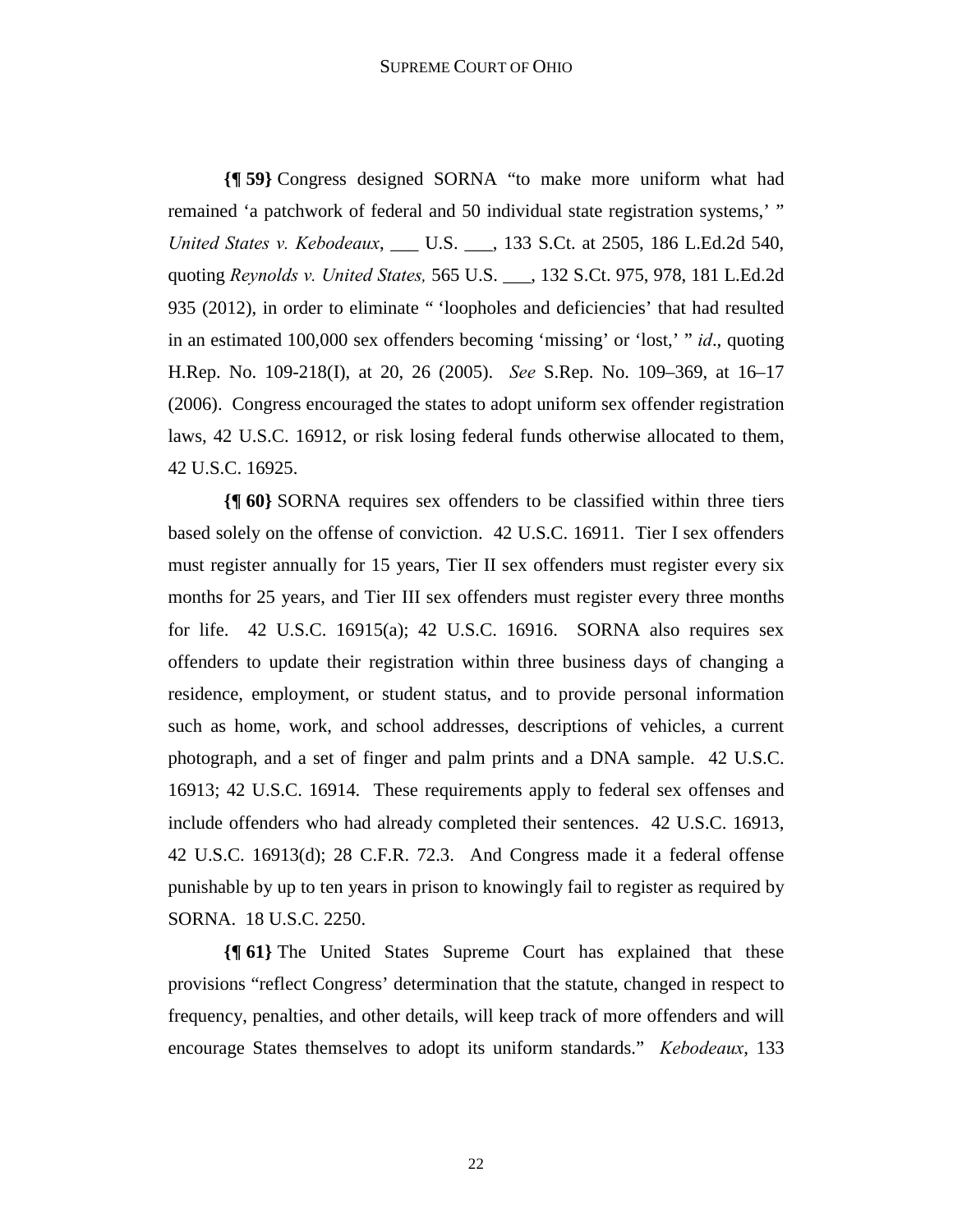**{¶ 59}** Congress designed SORNA "to make more uniform what had remained 'a patchwork of federal and 50 individual state registration systems,' " *United States v. Kebodeaux*, ___ U.S. ___, 133 S.Ct. at 2505, 186 L.Ed.2d 540, quoting *Reynolds v. United States,* 565 U.S. ___, 132 S.Ct. 975, 978, 181 L.Ed.2d 935 (2012), in order to eliminate " 'loopholes and deficiencies' that had resulted in an estimated 100,000 sex offenders becoming 'missing' or 'lost,' " *id*., quoting H.Rep. No. 109-218(I), at 20, 26 (2005). *See* S.Rep. No. 109–369, at 16–17 (2006). Congress encouraged the states to adopt uniform sex offender registration laws, 42 U.S.C. 16912, or risk losing federal funds otherwise allocated to them, 42 U.S.C. 16925.

**{¶ 60}** SORNA requires sex offenders to be classified within three tiers based solely on the offense of conviction. 42 U.S.C. 16911. Tier I sex offenders must register annually for 15 years, Tier II sex offenders must register every six months for 25 years, and Tier III sex offenders must register every three months for life. 42 U.S.C. 16915(a); 42 U.S.C. 16916. SORNA also requires sex offenders to update their registration within three business days of changing a residence, employment, or student status, and to provide personal information such as home, work, and school addresses, descriptions of vehicles, a current photograph, and a set of finger and palm prints and a DNA sample. 42 U.S.C. 16913; 42 U.S.C. 16914. These requirements apply to federal sex offenses and include offenders who had already completed their sentences. 42 U.S.C. 16913, 42 U.S.C. 16913(d); 28 C.F.R. 72.3. And Congress made it a federal offense punishable by up to ten years in prison to knowingly fail to register as required by SORNA. 18 U.S.C. 2250.

**{¶ 61}** The United States Supreme Court has explained that these provisions "reflect Congress' determination that the statute, changed in respect to frequency, penalties, and other details, will keep track of more offenders and will encourage States themselves to adopt its uniform standards." *Kebodeaux*, 133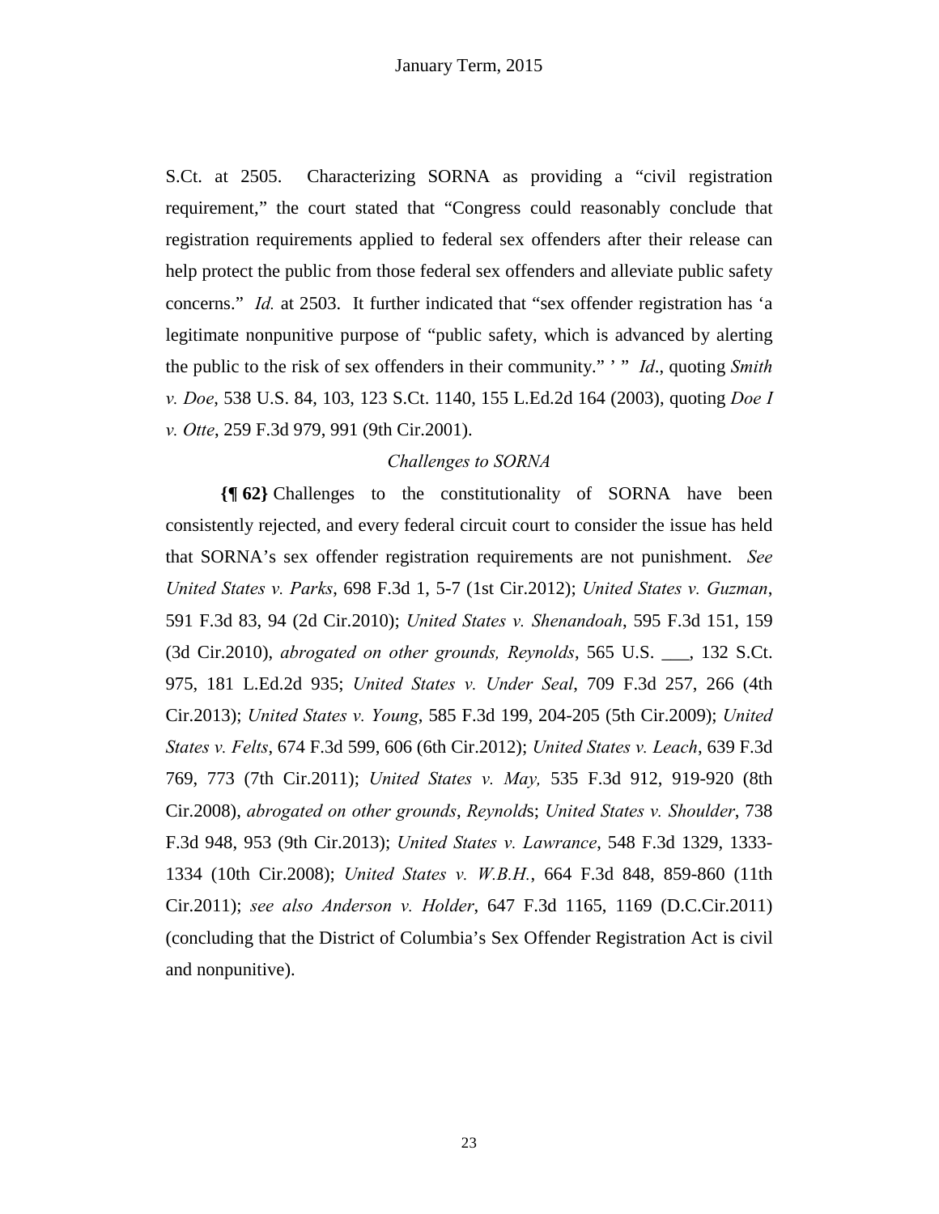S.Ct. at 2505. Characterizing SORNA as providing a "civil registration requirement," the court stated that "Congress could reasonably conclude that registration requirements applied to federal sex offenders after their release can help protect the public from those federal sex offenders and alleviate public safety concerns." *Id.* at 2503. It further indicated that "sex offender registration has 'a legitimate nonpunitive purpose of "public safety, which is advanced by alerting the public to the risk of sex offenders in their community." ' " *Id*., quoting *Smith v. Doe*, 538 U.S. 84, 103, 123 S.Ct. 1140, 155 L.Ed.2d 164 (2003), quoting *Doe I v. Otte*, 259 F.3d 979, 991 (9th Cir.2001).

*Challenges to SORNA*

**{¶ 62}** Challenges to the constitutionality of SORNA have been consistently rejected, and every federal circuit court to consider the issue has held that SORNA's sex offender registration requirements are not punishment. *See United States v. Parks*, 698 F.3d 1, 5-7 (1st Cir.2012); *United States v. Guzman*, 591 F.3d 83, 94 (2d Cir.2010); *United States v. Shenandoah*, 595 F.3d 151, 159 (3d Cir.2010), *abrogated on other grounds, Reynolds*, 565 U.S. ___, 132 S.Ct. 975, 181 L.Ed.2d 935; *United States v. Under Seal*, 709 F.3d 257, 266 (4th Cir.2013); *United States v. Young*, 585 F.3d 199, 204-205 (5th Cir.2009); *United States v. Felts*, 674 F.3d 599, 606 (6th Cir.2012); *United States v. Leach*, 639 F.3d 769, 773 (7th Cir.2011); *United States v. May,* 535 F.3d 912, 919-920 (8th Cir.2008), *abrogated on other grounds*, *Reynold*s; *United States v. Shoulder*, 738 F.3d 948, 953 (9th Cir.2013); *United States v. Lawrance*, 548 F.3d 1329, 1333-1334 (10th Cir.2008); *United States v. W.B.H.*, 664 F.3d 848, 859-860 (11th Cir.2011); *see also Anderson v. Holder*, 647 F.3d 1165, 1169 (D.C.Cir.2011) (concluding that the District of Columbia's Sex Offender Registration Act is civil and nonpunitive).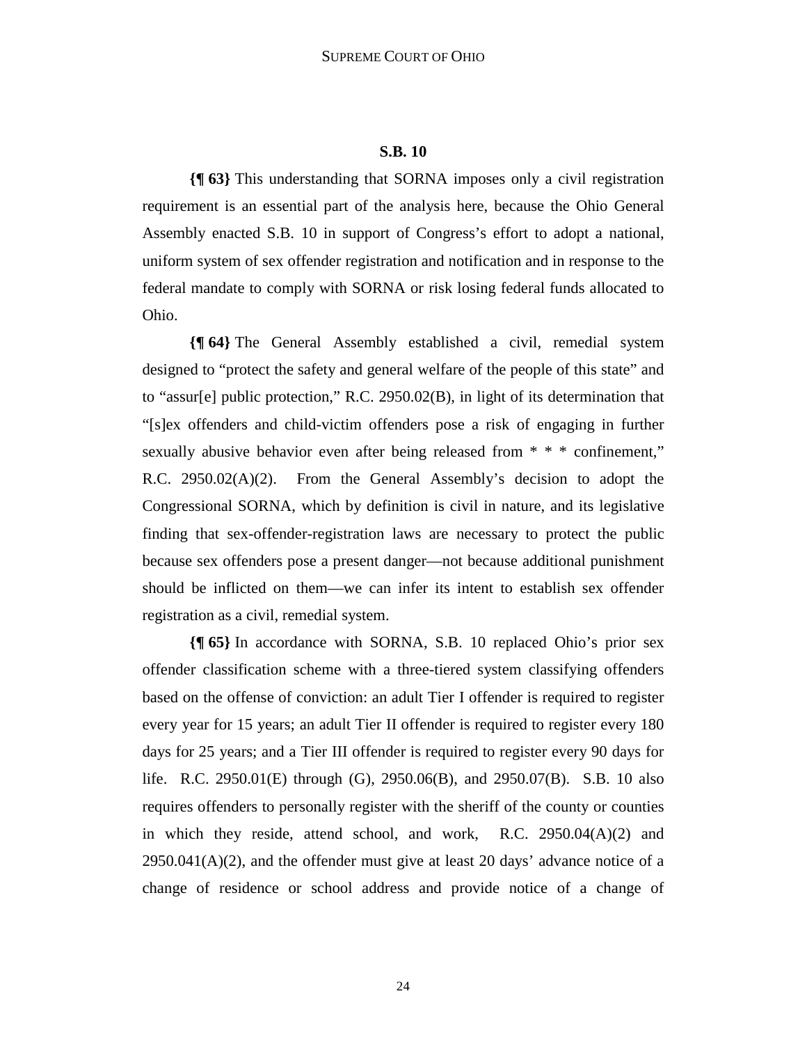## S.B. 10

**{¶ 63}** This understanding that SORNA imposes only a civil registration requirement is an essential part of the analysis here, because the Ohio General Assembly enacted S.B. 10 in support of Congress's effort to adopt a national, uniform system of sex offender registration and notification and in response to the federal mandate to comply with SORNA or risk losing federal funds allocated to Ohio.

**{¶ 64}** The General Assembly established a civil, remedial system designed to "protect the safety and general welfare of the people of this state" and to "assur[e] public protection," R.C. 2950.02(B), in light of its determination that "[s]ex offenders and child-victim offenders pose a risk of engaging in further sexually abusive behavior even after being released from * * * confinement," R.C. 2950.02(A)(2). From the General Assembly's decision to adopt the Congressional SORNA, which by definition is civil in nature, and its legislative finding that sex-offender-registration laws are necessary to protect the public because sex offenders pose a present danger—not because additional punishment should be inflicted on them—we can infer its intent to establish sex offender registration as a civil, remedial system.

**{¶ 65}** In accordance with SORNA, S.B. 10 replaced Ohio's prior sex offender classification scheme with a three-tiered system classifying offenders based on the offense of conviction: an adult Tier I offender is required to register every year for 15 years; an adult Tier II offender is required to register every 180 days for 25 years; and a Tier III offender is required to register every 90 days for life. R.C. 2950.01(E) through (G), 2950.06(B), and 2950.07(B). S.B. 10 also requires offenders to personally register with the sheriff of the county or counties in which they reside, attend school, and work, R.C. 2950.04(A)(2) and 2950.041(A)(2), and the offender must give at least 20 days' advance notice of a change of residence or school address and provide notice of a change of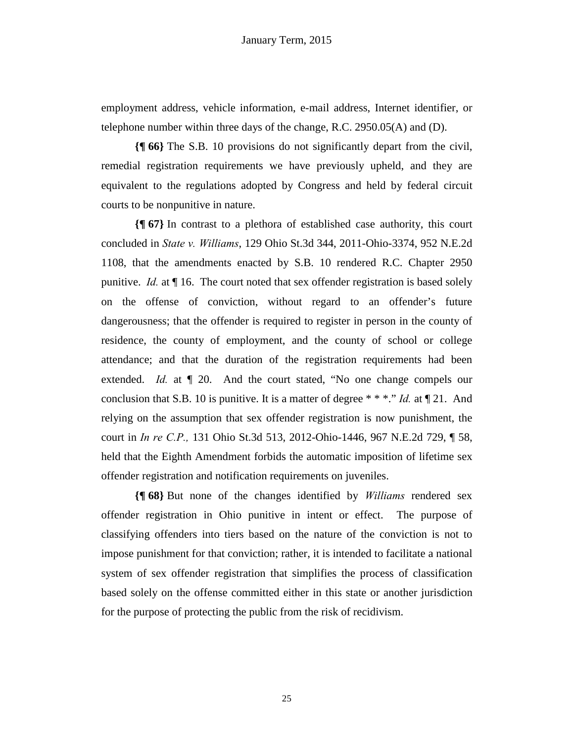employment address, vehicle information, e-mail address, Internet identifier, or telephone number within three days of the change, R.C. 2950.05(A) and (D).

**{¶ 66}** The S.B. 10 provisions do not significantly depart from the civil, remedial registration requirements we have previously upheld, and they are equivalent to the regulations adopted by Congress and held by federal circuit courts to be nonpunitive in nature.

**{¶ 67}** In contrast to a plethora of established case authority, this court concluded in *State v. Williams*, 129 Ohio St.3d 344, 2011-Ohio-3374, 952 N.E.2d 1108, that the amendments enacted by S.B. 10 rendered R.C. Chapter 2950 punitive. *Id.* at ¶ 16. The court noted that sex offender registration is based solely on the offense of conviction, without regard to an offender's future dangerousness; that the offender is required to register in person in the county of residence, the county of employment, and the county of school or college attendance; and that the duration of the registration requirements had been extended. *Id.* at ¶ 20. And the court stated, "No one change compels our conclusion that S.B. 10 is punitive. It is a matter of degree * * *." *Id.* at ¶ 21. And relying on the assumption that sex offender registration is now punishment, the court in *In re C.P.,* 131 Ohio St.3d 513, 2012-Ohio-1446, 967 N.E.2d 729, ¶ 58, held that the Eighth Amendment forbids the automatic imposition of lifetime sex offender registration and notification requirements on juveniles.

**{¶ 68}** But none of the changes identified by *Williams* rendered sex offender registration in Ohio punitive in intent or effect. The purpose of classifying offenders into tiers based on the nature of the conviction is not to impose punishment for that conviction; rather, it is intended to facilitate a national system of sex offender registration that simplifies the process of classification based solely on the offense committed either in this state or another jurisdiction for the purpose of protecting the public from the risk of recidivism.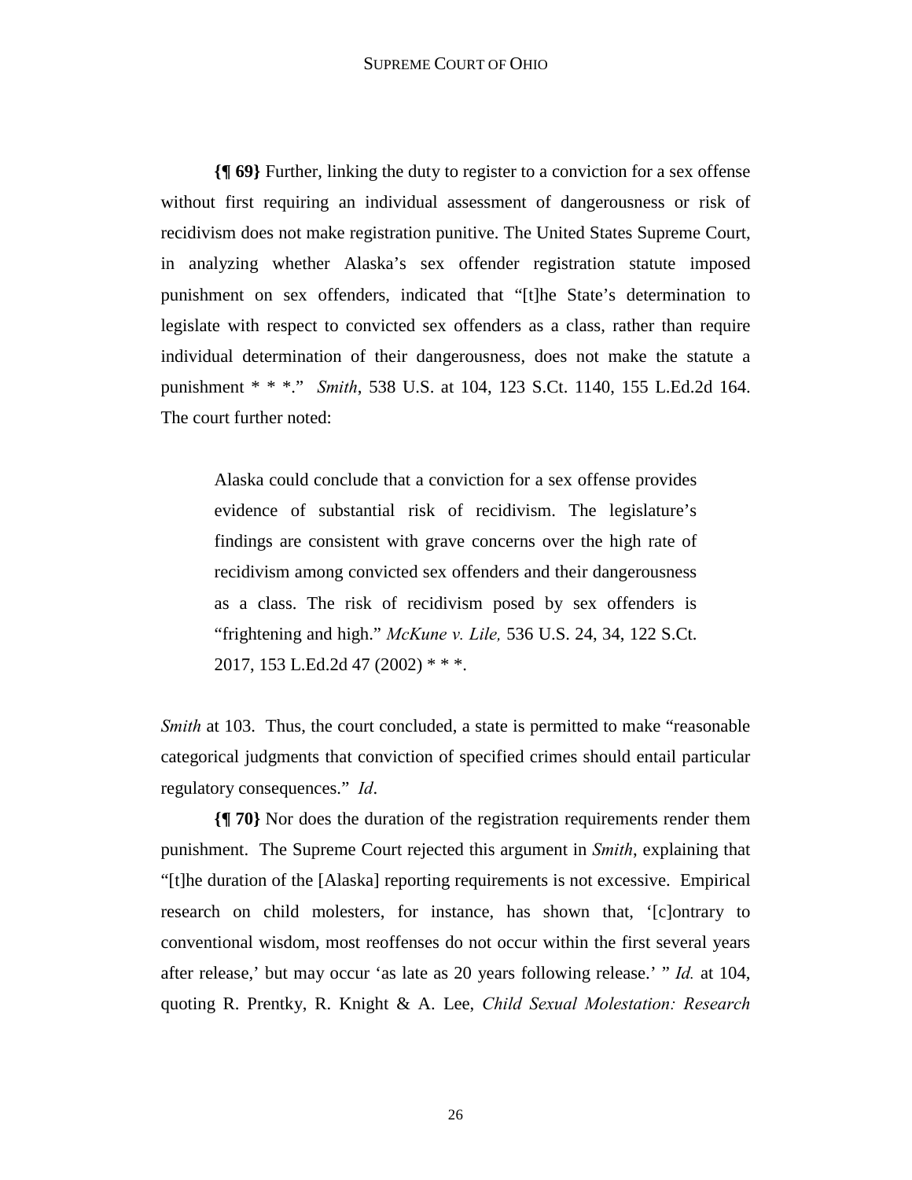**{¶ 69}** Further, linking the duty to register to a conviction for a sex offense without first requiring an individual assessment of dangerousness or risk of recidivism does not make registration punitive. The United States Supreme Court, in analyzing whether Alaska's sex offender registration statute imposed punishment on sex offenders, indicated that "[t]he State's determination to legislate with respect to convicted sex offenders as a class, rather than require individual determination of their dangerousness, does not make the statute a punishment * * *." *Smith*, 538 U.S. at 104, 123 S.Ct. 1140, 155 L.Ed.2d 164. The court further noted:

> Alaska could conclude that a conviction for a sex offense provides evidence of substantial risk of recidivism. The legislature's findings are consistent with grave concerns over the high rate of recidivism among convicted sex offenders and their dangerousness as a class. The risk of recidivism posed by sex offenders is "frightening and high." *McKune v. Lile,* 536 U.S. 24, 34, 122 S.Ct. 2017, 153 L.Ed.2d 47 (2002) * * *.

*Smith* at 103. Thus, the court concluded, a state is permitted to make "reasonable categorical judgments that conviction of specified crimes should entail particular regulatory consequences." *Id*.

**{¶ 70}** Nor does the duration of the registration requirements render them punishment. The Supreme Court rejected this argument in *Smith*, explaining that "[t]he duration of the [Alaska] reporting requirements is not excessive. Empirical research on child molesters, for instance, has shown that, '[c]ontrary to conventional wisdom, most reoffenses do not occur within the first several years after release,' but may occur 'as late as 20 years following release.' " *Id.* at 104, quoting R. Prentky, R. Knight & A. Lee, *Child Sexual Molestation: Research*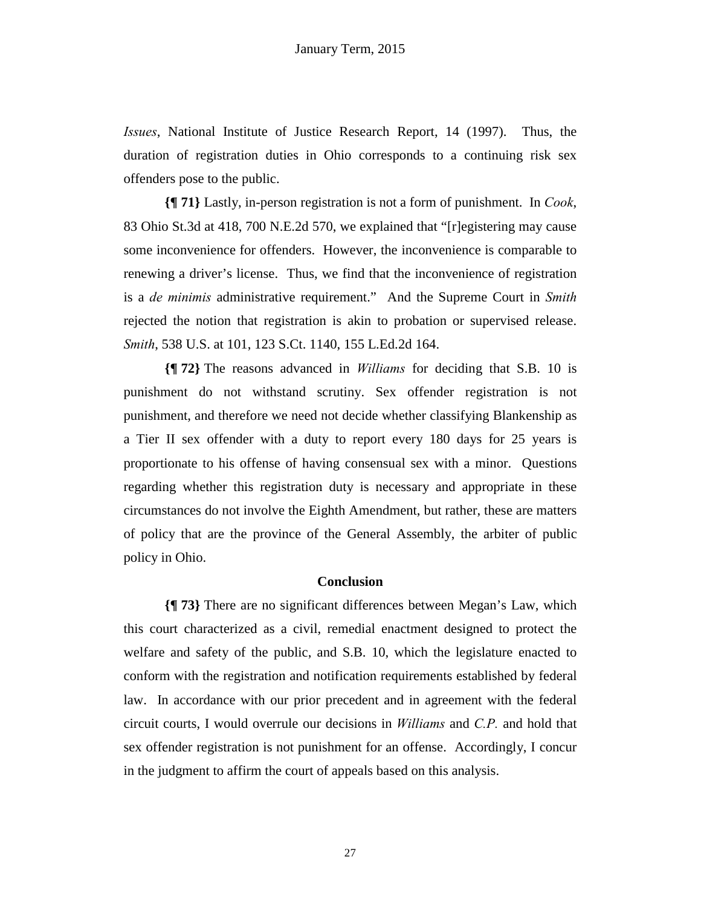*Issues*, National Institute of Justice Research Report, 14 (1997). Thus, the duration of registration duties in Ohio corresponds to a continuing risk sex offenders pose to the public.

**{¶ 71}** Lastly, in-person registration is not a form of punishment. In *Cook*, 83 Ohio St.3d at 418, 700 N.E.2d 570, we explained that "[r]egistering may cause some inconvenience for offenders. However, the inconvenience is comparable to renewing a driver's license. Thus, we find that the inconvenience of registration is a *de minimis* administrative requirement." And the Supreme Court in *Smith* rejected the notion that registration is akin to probation or supervised release. *Smith*, 538 U.S. at 101, 123 S.Ct. 1140, 155 L.Ed.2d 164.

**{¶ 72}** The reasons advanced in *Williams* for deciding that S.B. 10 is punishment do not withstand scrutiny. Sex offender registration is not punishment, and therefore we need not decide whether classifying Blankenship as a Tier II sex offender with a duty to report every 180 days for 25 years is proportionate to his offense of having consensual sex with a minor. Questions regarding whether this registration duty is necessary and appropriate in these circumstances do not involve the Eighth Amendment, but rather, these are matters of policy that are the province of the General Assembly, the arbiter of public policy in Ohio.

## Conclusion

**{¶ 73}** There are no significant differences between Megan's Law, which this court characterized as a civil, remedial enactment designed to protect the welfare and safety of the public, and S.B. 10, which the legislature enacted to conform with the registration and notification requirements established by federal law. In accordance with our prior precedent and in agreement with the federal circuit courts, I would overrule our decisions in *Williams* and *C.P.* and hold that sex offender registration is not punishment for an offense. Accordingly, I concur in the judgment to affirm the court of appeals based on this analysis.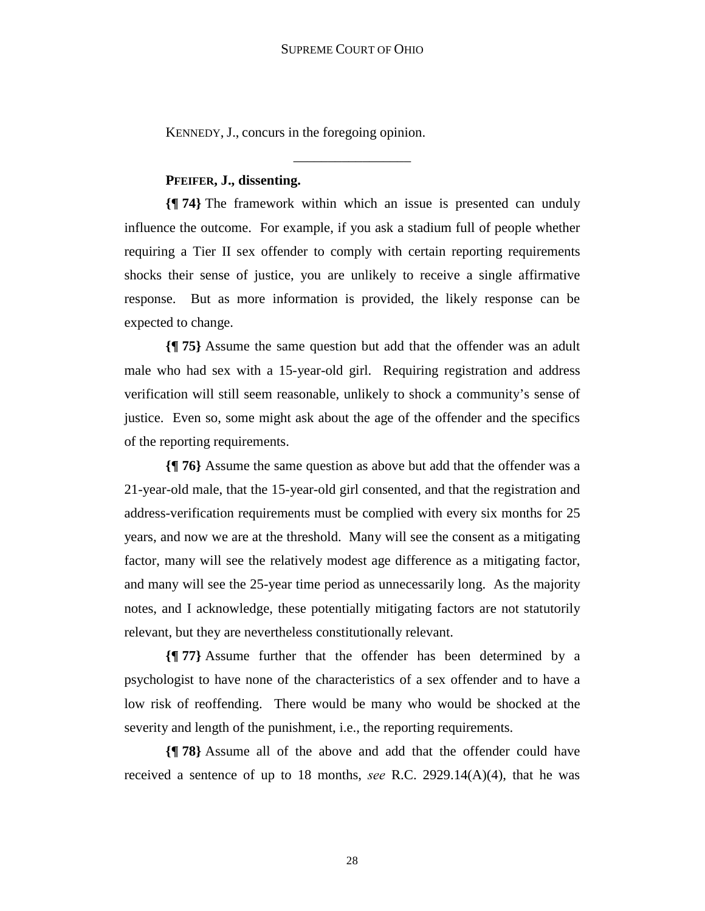KENNEDY, J., concurs in the foregoing opinion.

_________________

**PFEIFER, J., dissenting.**

**{¶ 74}** The framework within which an issue is presented can unduly influence the outcome. For example, if you ask a stadium full of people whether requiring a Tier II sex offender to comply with certain reporting requirements shocks their sense of justice, you are unlikely to receive a single affirmative response. But as more information is provided, the likely response can be expected to change.

**{¶ 75}** Assume the same question but add that the offender was an adult male who had sex with a 15-year-old girl. Requiring registration and address verification will still seem reasonable, unlikely to shock a community's sense of justice. Even so, some might ask about the age of the offender and the specifics of the reporting requirements.

**{¶ 76}** Assume the same question as above but add that the offender was a 21-year-old male, that the 15-year-old girl consented, and that the registration and address-verification requirements must be complied with every six months for 25 years, and now we are at the threshold. Many will see the consent as a mitigating factor, many will see the relatively modest age difference as a mitigating factor, and many will see the 25-year time period as unnecessarily long. As the majority notes, and I acknowledge, these potentially mitigating factors are not statutorily relevant, but they are nevertheless constitutionally relevant.

**{¶ 77}** Assume further that the offender has been determined by a psychologist to have none of the characteristics of a sex offender and to have a low risk of reoffending. There would be many who would be shocked at the severity and length of the punishment, i.e., the reporting requirements.

**{¶ 78}** Assume all of the above and add that the offender could have received a sentence of up to 18 months, *see* R.C. 2929.14(A)(4), that he was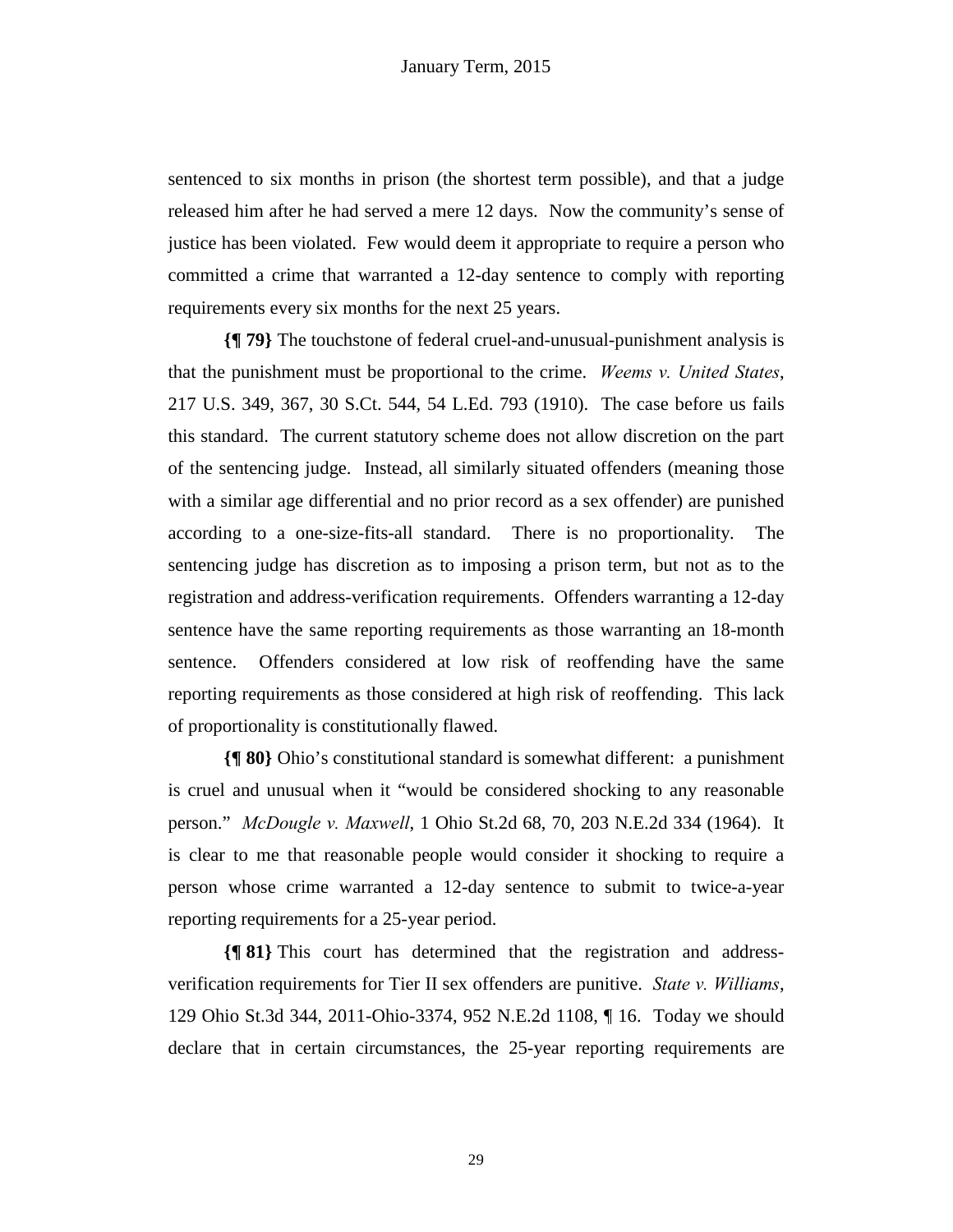sentenced to six months in prison (the shortest term possible), and that a judge released him after he had served a mere 12 days. Now the community's sense of justice has been violated. Few would deem it appropriate to require a person who committed a crime that warranted a 12-day sentence to comply with reporting requirements every six months for the next 25 years.

**{¶ 79}** The touchstone of federal cruel-and-unusual-punishment analysis is that the punishment must be proportional to the crime. *Weems v. United States*, 217 U.S. 349, 367, 30 S.Ct. 544, 54 L.Ed. 793 (1910). The case before us fails this standard. The current statutory scheme does not allow discretion on the part of the sentencing judge. Instead, all similarly situated offenders (meaning those with a similar age differential and no prior record as a sex offender) are punished according to a one-size-fits-all standard. There is no proportionality. The sentencing judge has discretion as to imposing a prison term, but not as to the registration and address-verification requirements. Offenders warranting a 12-day sentence have the same reporting requirements as those warranting an 18-month sentence. Offenders considered at low risk of reoffending have the same reporting requirements as those considered at high risk of reoffending. This lack of proportionality is constitutionally flawed.

**{¶ 80}** Ohio's constitutional standard is somewhat different: a punishment is cruel and unusual when it "would be considered shocking to any reasonable person." *McDougle v. Maxwell*, 1 Ohio St.2d 68, 70, 203 N.E.2d 334 (1964). It is clear to me that reasonable people would consider it shocking to require a person whose crime warranted a 12-day sentence to submit to twice-a-year reporting requirements for a 25-year period.

**{¶ 81}** This court has determined that the registration and address-verification requirements for Tier II sex offenders are punitive. *State v. Williams*, 129 Ohio St.3d 344, 2011-Ohio-3374, 952 N.E.2d 1108, ¶ 16. Today we should declare that in certain circumstances, the 25-year reporting requirements are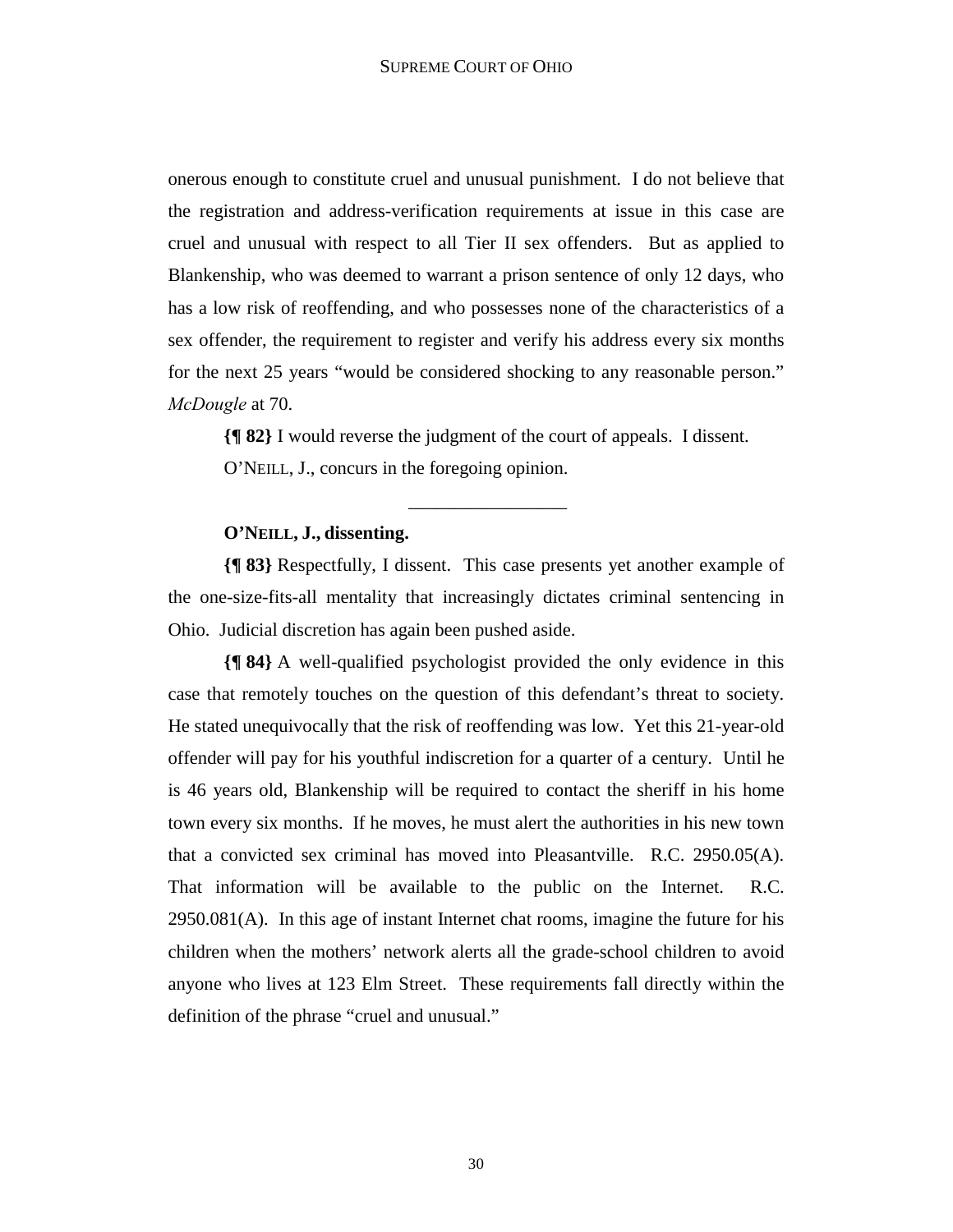onerous enough to constitute cruel and unusual punishment. I do not believe that the registration and address-verification requirements at issue in this case are cruel and unusual with respect to all Tier II sex offenders. But as applied to Blankenship, who was deemed to warrant a prison sentence of only 12 days, who has a low risk of reoffending, and who possesses none of the characteristics of a sex offender, the requirement to register and verify his address every six months for the next 25 years "would be considered shocking to any reasonable person." *McDougle* at 70.

**{¶ 82}** I would reverse the judgment of the court of appeals. I dissent.

O'NEILL, J., concurs in the foregoing opinion.

---

**O'NEILL, J., dissenting.**

**{¶ 83}** Respectfully, I dissent. This case presents yet another example of the one-size-fits-all mentality that increasingly dictates criminal sentencing in Ohio. Judicial discretion has again been pushed aside.

**{¶ 84}** A well-qualified psychologist provided the only evidence in this case that remotely touches on the question of this defendant's threat to society. He stated unequivocally that the risk of reoffending was low. Yet this 21-year-old offender will pay for his youthful indiscretion for a quarter of a century. Until he is 46 years old, Blankenship will be required to contact the sheriff in his home town every six months. If he moves, he must alert the authorities in his new town that a convicted sex criminal has moved into Pleasantville. R.C. 2950.05(A). That information will be available to the public on the Internet. R.C. 2950.081(A). In this age of instant Internet chat rooms, imagine the future for his children when the mothers' network alerts all the grade-school children to avoid anyone who lives at 123 Elm Street. These requirements fall directly within the definition of the phrase "cruel and unusual."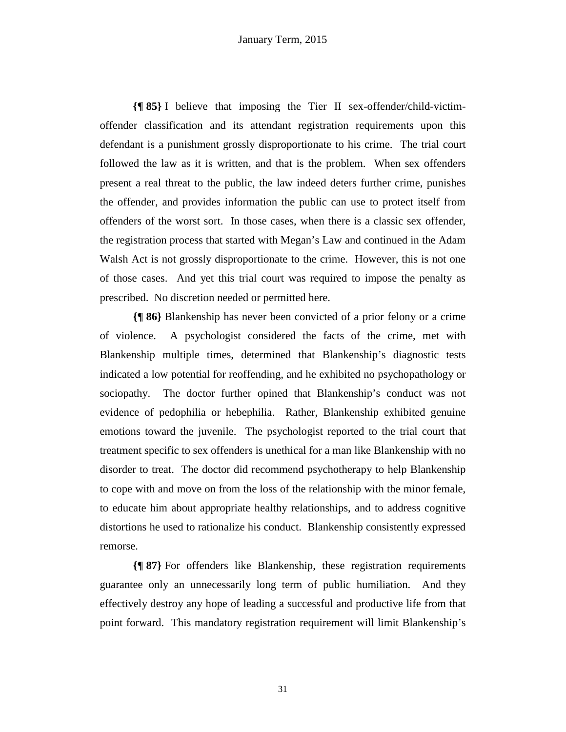**{¶ 85}** I believe that imposing the Tier II sex-offender/child-victim-offender classification and its attendant registration requirements upon this defendant is a punishment grossly disproportionate to his crime. The trial court followed the law as it is written, and that is the problem. When sex offenders present a real threat to the public, the law indeed deters further crime, punishes the offender, and provides information the public can use to protect itself from offenders of the worst sort. In those cases, when there is a classic sex offender, the registration process that started with Megan's Law and continued in the Adam Walsh Act is not grossly disproportionate to the crime. However, this is not one of those cases. And yet this trial court was required to impose the penalty as prescribed. No discretion needed or permitted here.

**{¶ 86}** Blankenship has never been convicted of a prior felony or a crime of violence. A psychologist considered the facts of the crime, met with Blankenship multiple times, determined that Blankenship's diagnostic tests indicated a low potential for reoffending, and he exhibited no psychopathology or sociopathy. The doctor further opined that Blankenship's conduct was not evidence of pedophilia or hebephilia. Rather, Blankenship exhibited genuine emotions toward the juvenile. The psychologist reported to the trial court that treatment specific to sex offenders is unethical for a man like Blankenship with no disorder to treat. The doctor did recommend psychotherapy to help Blankenship to cope with and move on from the loss of the relationship with the minor female, to educate him about appropriate healthy relationships, and to address cognitive distortions he used to rationalize his conduct. Blankenship consistently expressed remorse.

**{¶ 87}** For offenders like Blankenship, these registration requirements guarantee only an unnecessarily long term of public humiliation. And they effectively destroy any hope of leading a successful and productive life from that point forward. This mandatory registration requirement will limit Blankenship's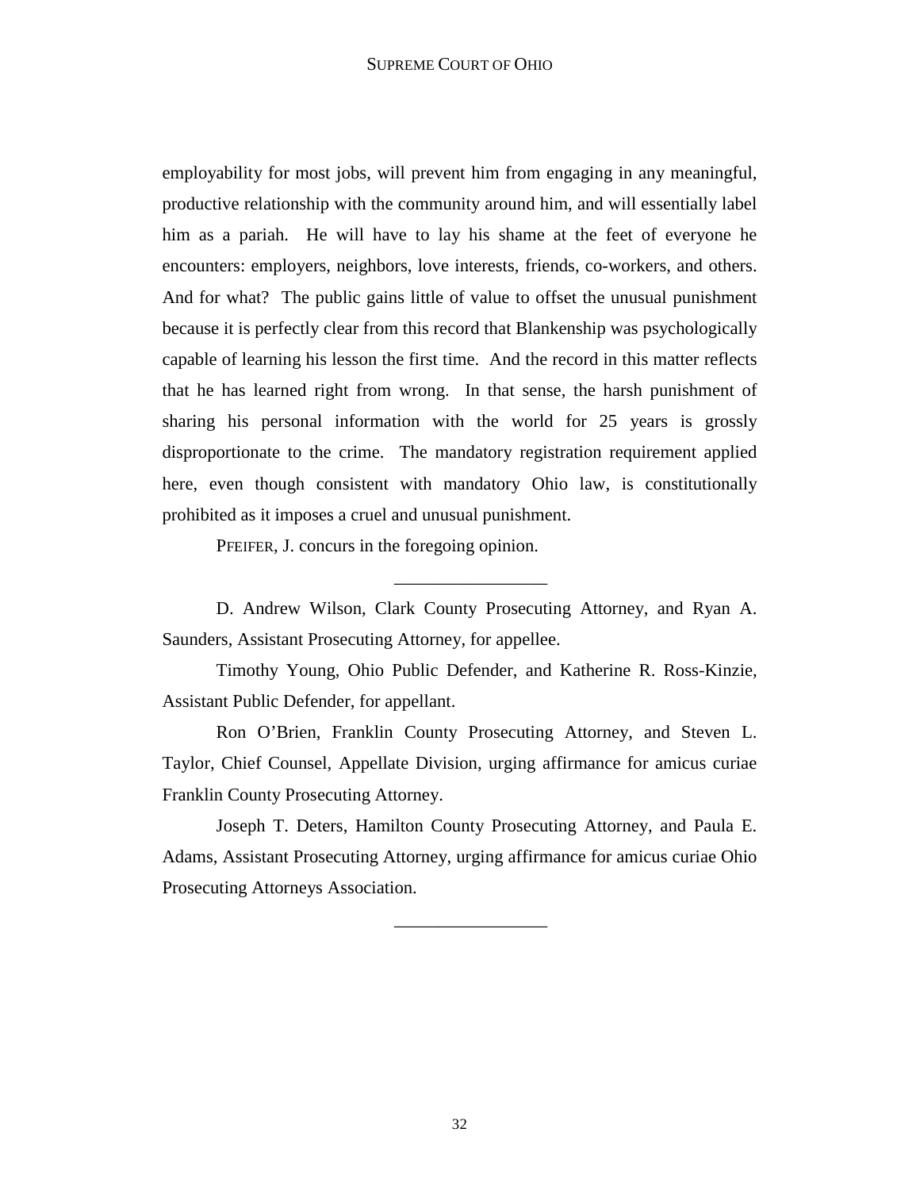employability for most jobs, will prevent him from engaging in any meaningful, productive relationship with the community around him, and will essentially label him as a pariah. He will have to lay his shame at the feet of everyone he encounters: employers, neighbors, love interests, friends, co-workers, and others. And for what? The public gains little of value to offset the unusual punishment because it is perfectly clear from this record that Blankenship was psychologically capable of learning his lesson the first time. And the record in this matter reflects that he has learned right from wrong. In that sense, the harsh punishment of sharing his personal information with the world for 25 years is grossly disproportionate to the crime. The mandatory registration requirement applied here, even though consistent with mandatory Ohio law, is constitutionally prohibited as it imposes a cruel and unusual punishment.

PFEIFER, J. concurs in the foregoing opinion.

---

D. Andrew Wilson, Clark County Prosecuting Attorney, and Ryan A. Saunders, Assistant Prosecuting Attorney, for appellee.

Timothy Young, Ohio Public Defender, and Katherine R. Ross-Kinzie, Assistant Public Defender, for appellant.

Ron O'Brien, Franklin County Prosecuting Attorney, and Steven L. Taylor, Chief Counsel, Appellate Division, urging affirmance for amicus curiae Franklin County Prosecuting Attorney.

Joseph T. Deters, Hamilton County Prosecuting Attorney, and Paula E. Adams, Assistant Prosecuting Attorney, urging affirmance for amicus curiae Ohio Prosecuting Attorneys Association.

---